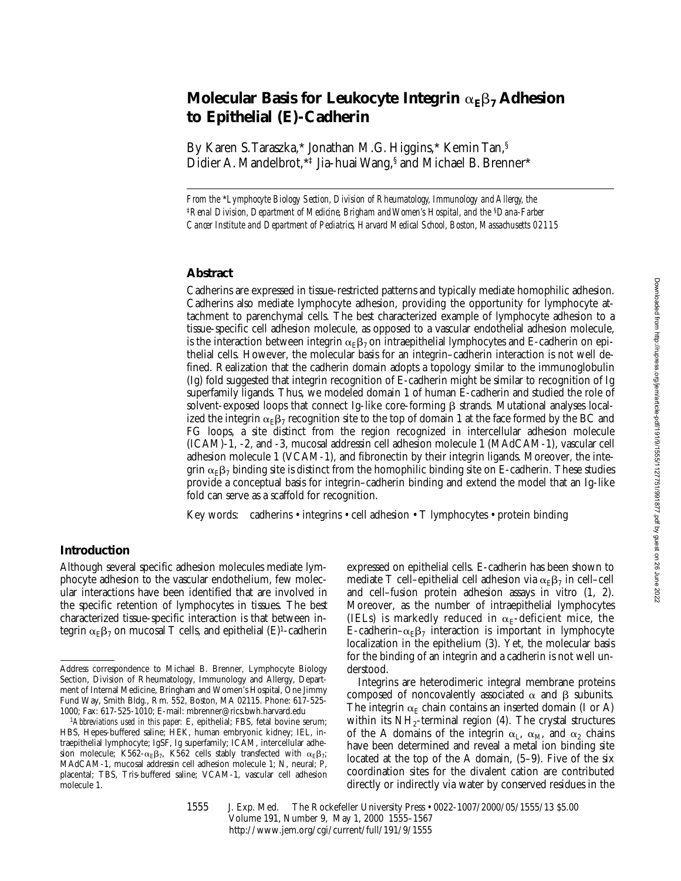# Molecular Basis for Leukocyte Integrin $\alpha_E\beta_7$ Adhesion to Epithelial (E)-Cadherin

By Karen S. Taraszka,* Jonathan M.G. Higgins,* Kemin Tan,[§] Didier A. Mandelbrot,*[‡] Jia-huai Wang,[§] and Michael B. Brenner*

*From the \*Lymphocyte Biology Section, Division of Rheumatology, Immunology and Allergy, the [‡]Renal Division, Department of Medicine, Brigham and Women's Hospital, and the [§]Dana-Farber Cancer Institute and Department of Pediatrics, Harvard Medical School, Boston, Massachusetts 02115*

## Abstract

Cadherins are expressed in tissue-restricted patterns and typically mediate homophilic adhesion. Cadherins also mediate lymphocyte adhesion, providing the opportunity for lymphocyte attachment to parenchymal cells. The best characterized example of lymphocyte adhesion to a tissue-specific cell adhesion molecule, as opposed to a vascular endothelial adhesion molecule, is the interaction between integrin $\alpha_E\beta_7$ on intraepithelial lymphocytes and E-cadherin on epithelial cells. However, the molecular basis for an integrin–cadherin interaction is not well defined. Realization that the cadherin domain adopts a topology similar to the immunoglobulin (Ig) fold suggested that integrin recognition of E-cadherin might be similar to recognition of Ig superfamily ligands. Thus, we modeled domain 1 of human E-cadherin and studied the role of solvent-exposed loops that connect Ig-like core-forming β strands. Mutational analyses localized the integrin $\alpha_E\beta_7$ recognition site to the top of domain 1 at the face formed by the BC and FG loops, a site distinct from the region recognized in intercellular adhesion molecule (ICAM)-1, -2, and -3, mucosal addressin cell adhesion molecule 1 (MAdCAM-1), vascular cell adhesion molecule 1 (VCAM-1), and fibronectin by their integrin ligands. Moreover, the integrin $\alpha_E\beta_7$ binding site is distinct from the homophilic binding site on E-cadherin. These studies provide a conceptual basis for integrin–cadherin binding and extend the model that an Ig-like fold can serve as a scaffold for recognition.

Key words: cadherins • integrins • cell adhesion • T lymphocytes • protein binding

## Introduction

Although several specific adhesion molecules mediate lymphocyte adhesion to the vascular endothelium, few molecular interactions have been identified that are involved in the specific retention of lymphocytes in tissues. The best characterized tissue-specific interaction is that between integrin $\alpha_E\beta_7$ on mucosal T cells, and epithelial (E)[1]-cadherin expressed on epithelial cells. E-cadherin has been shown to mediate T cell–epithelial cell adhesion via $\alpha_E\beta_7$ in cell–cell and cell–fusion protein adhesion assays in vitro (1, 2). Moreover, as the number of intraepithelial lymphocytes (IELs) is markedly reduced in $\alpha_E$-deficient mice, the E-cadherin–$\alpha_E\beta_7$ interaction is important in lymphocyte localization in the epithelium (3). Yet, the molecular basis for the binding of an integrin and a cadherin is not well understood.

Integrins are heterodimeric integral membrane proteins composed of noncovalently associated α and β subunits. The integrin $\alpha_E$ chain contains an inserted domain (I or A) within its $NH_2$-terminal region (4). The crystal structures of the A domains of the integrin $\alpha_L$, $\alpha_M$, and $\alpha_2$ chains have been determined and reveal a metal ion binding site located at the top of the A domain, (5–9). Five of the six coordination sites for the divalent cation are contributed directly or indirectly via water by conserved residues in the

Address correspondence to Michael B. Brenner, Lymphocyte Biology Section, Division of Rheumatology, Immunology and Allergy, Department of Internal Medicine, Bringham and Women's Hospital, One Jimmy Fund Way, Smith Bldg., Rm. 552, Boston, MA 02115. Phone: 617-525-1000; Fax: 617-525-1010; E-mail: mbrenner@rics.bwh.harvard.edu

[1]*Abbreviations used in this paper:* E, epithelial; FBS, fetal bovine serum; HBS, Hepes-buffered saline; HEK, human embryonic kidney; IEL, intraepithelial lymphocyte; IgSF, Ig superfamily; ICAM, intercellular adhesion molecule; K562-$\alpha_E\beta_7$, K562 cells stably transfected with $\alpha_E\beta_7$; MAdCAM-1, mucosal addressin cell adhesion molecule 1; N, neural; P, placental; TBS, Tris-buffered saline; VCAM-1, vascular cell adhesion molecule 1.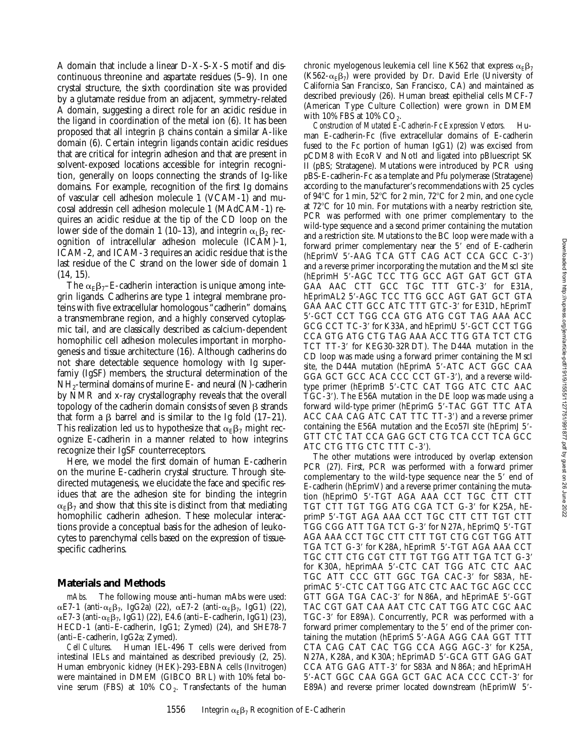A domain that include a linear D-X-S-X-S motif and discontinuous threonine and aspartate residues (5–9). In one crystal structure, the sixth coordination site was provided by a glutamate residue from an adjacent, symmetry-related A domain, suggesting a direct role for an acidic residue in the ligand in coordination of the metal ion (6). It has been proposed that all integrin β chains contain a similar A-like domain (6). Certain integrin ligands contain acidic residues that are critical for integrin adhesion and that are present in solvent-exposed locations accessible for integrin recognition, generally on loops connecting the strands of Ig-like domains. For example, recognition of the first Ig domains of vascular cell adhesion molecule 1 (VCAM-1) and mucosal addressin cell adhesion molecule 1 (MAdCAM-1) requires an acidic residue at the tip of the CD loop on the lower side of the domain 1 (10–13), and integrin $\alpha_L\beta_2$ recognition of intracellular adhesion molecule (ICAM)-1, ICAM-2, and ICAM-3 requires an acidic residue that is the last residue of the C strand on the lower side of domain 1 (14, 15).

The $\alpha_E\beta_7$–E-cadherin interaction is unique among integrin ligands. Cadherins are type 1 integral membrane proteins with five extracellular homologous "cadherin" domains, a transmembrane region, and a highly conserved cytoplasmic tail, and are classically described as calcium-dependent homophilic cell adhesion molecules important in morphogenesis and tissue architecture (16). Although cadherins do not share detectable sequence homology with Ig superfamiy (IgSF) members, the structural determination of the $NH_2$-terminal domains of murine E- and neural (N)-cadherin by NMR and x-ray crystallography reveals that the overall topology of the cadherin domain consists of seven β strands that form a β barrel and is similar to the Ig fold (17–21). This realization led us to hypothesize that $\alpha_E\beta_7$ might recognize E-cadherin in a manner related to how integrins recognize their IgSF counterreceptors.

Here, we model the first domain of human E-cadherin on the murine E-cadherin crystal structure. Through site-directed mutagenesis, we elucidate the face and specific residues that are the adhesion site for binding the integrin $\alpha_E\beta_7$ and show that this site is distinct from that mediating homophilic cadherin adhesion. These molecular interactions provide a conceptual basis for the adhesion of leukocytes to parenchymal cells based on the expression of tissue-specific cadherins.

## Materials and Methods

*mAbs.* The following mouse anti–human mAbs were used: αE7-1 (anti-$\alpha_E\beta_7$, IgG2a) (22), αE7-2 (anti-$\alpha_E\beta_7$, IgG1) (22), αE7-3 (anti-$\alpha_E\beta_7$, IgG1) (22), E4.6 (anti–E-cadherin, IgG1) (23), HECD-1 (anti–E-cadherin, IgG1; Zymed) (24), and SHE78-7 (anti–E-cadherin, IgG2a; Zymed).

*Cell Cultures.* Human IEL-496 T cells were derived from intestinal IELs and maintained as described previously (2, 25). Human embryonic kidney (HEK)-293-EBNA cells (Invitrogen) were maintained in DMEM (GIBCO BRL) with 10% fetal bovine serum (FBS) at 10% $CO_2$. Transfectants of the human chronic myelogenous leukemia cell line K562 that express $\alpha_E\beta_7$ (K562-$\alpha_E\beta_7$) were provided by Dr. David Erle (University of California San Francisco, San Francisco, CA) and maintained as described previously (26). Human breast epithelial cells MCF-7 (American Type Culture Collection) were grown in DMEM with 10% FBS at 10% $CO_2$.

*Construction of Mutated E-Cadherin-Fc Expression Vectors.* Human E-cadherin-Fc (five extracellular domains of E-cadherin fused to the Fc portion of human IgG1) (2) was excised from pCDM8 with EcoRV and NotI and ligated into pBluescript SK II (pBS; Stratagene). Mutations were introduced by PCR using pBS-E-cadherin-Fc as a template and Pfu polymerase (Stratagene) according to the manufacturer's recommendations with 25 cycles of 94°C for 1 min, 52°C for 2 min, 72°C for 2 min, and one cycle at 72°C for 10 min. For mutations with a nearby restriction site, PCR was performed with one primer complementary to the wild-type sequence and a second primer containing the mutation and a restriction site. Mutations to the BC loop were made with a forward primer complementary near the 5′ end of E-cadherin (hEprimV 5′-AAG TCA GTT CAG ACT CCA GCC C-3′) and a reverse primer incorporating the mutation and the MscI site (hEprimH 5′-AGC TCC TTG GCC AGT GAT GCT GTA GAA AAC CTT GCC TGC TTT GTC-3′ for E31A, hEprimAL2 5′-AGC TCC TTG GCC AGT GAT GCT GTA GAA AAC CTT GCC ATC TTT GTC-3′ for E31D, hEprimT 5′-GCT CCT TGG CCA GTG ATG CGT TAG AAA ACC GCG CCT TC-3′ for K33A, and hEprimU 5′-GCT CCT TGG CCA GTG ATG CTG TAG AAA ACC TTG GTA TCT CTG TCT TT-3′ for KEG30-32RDT). The D44A mutation in the CD loop was made using a forward primer containing the MscI site, the D44A mutation (hEprimA 5′-ATC ACT GGC CAA GGA GCT GCC ACA CCC CCT GT-3′), and a reverse wild-type primer (hEprimB 5′-CTC CAT TGG ATC CTC AAC TGC-3′). The E56A mutation in the DE loop was made using a forward wild-type primer (hEprimG 5′-TAC GGT TTC ATA ACC CAA CAG ATC CAT TTC TT-3′) and a reverse primer containing the E56A mutation and the Eco57I site (hEprimJ 5′-GTT CTC TAT CCA GAG GCT CTG TCA CCT TCA GCC ATC CTG TTG CTC TTT C-3′).

The other mutations were introduced by overlap extension PCR (27). First, PCR was performed with a forward primer complementary to the wild-type sequence near the 5′ end of E-cadherin (hEprimV) and a reverse primer containing the mutation (hEprimO 5′-TGT AGA AAA CCT TGC CTT CTT TGT CTT TGT TGG ATG CGA TCT G-3′ for K25A, hEprimP 5′-TGT AGA AAA CCT TGC CTT CTT TGT CTT TGG CGG ATT TGA TCT G-3′ for N27A, hEprimQ 5′-TGT AGA AAA CCT TGC CTT CTT TGT CTG CGT TGG ATT TGA TCT G-3′ for K28A, hEprimR 5′-TGT AGA AAA CCT TGC CTT CTG CGT CTT TGT TGG ATT TGA TCT G-3′ for K30A, hEprimAA 5′-CTC CAT TGG ATC CTC AAC TGC ATT CCC GTT GGC TGA CAC-3′ for S83A, hEprimAC 5′-CTC CAT TGG ATC CTC AAC TGC AGC CCC GTT GGA TGA CAC-3′ for N86A, and hEprimAE 5′-GGT TAC CGT GAT CAA AAT CTC CAT TGG ATC CGC AAC TGC-3′ for E89A). Concurrently, PCR was performed with a forward primer complementary to the 5′ end of the primer containing the mutation (hEprimS 5′-AGA AGG CAA GGT TTT CTA CAG CAT CAC TGG CCA AGG AGC-3′ for K25A, N27A, K28A, and K30A; hEprimAD 5′-GCA GTT GAG GAT CCA ATG GAG ATT-3′ for S83A and N86A; and hEprimAH 5′-ACT GGC CAA GGA GCT GAC ACA CCC CCT-3′ for E89A) and reverse primer located downstream (hEprimW 5′-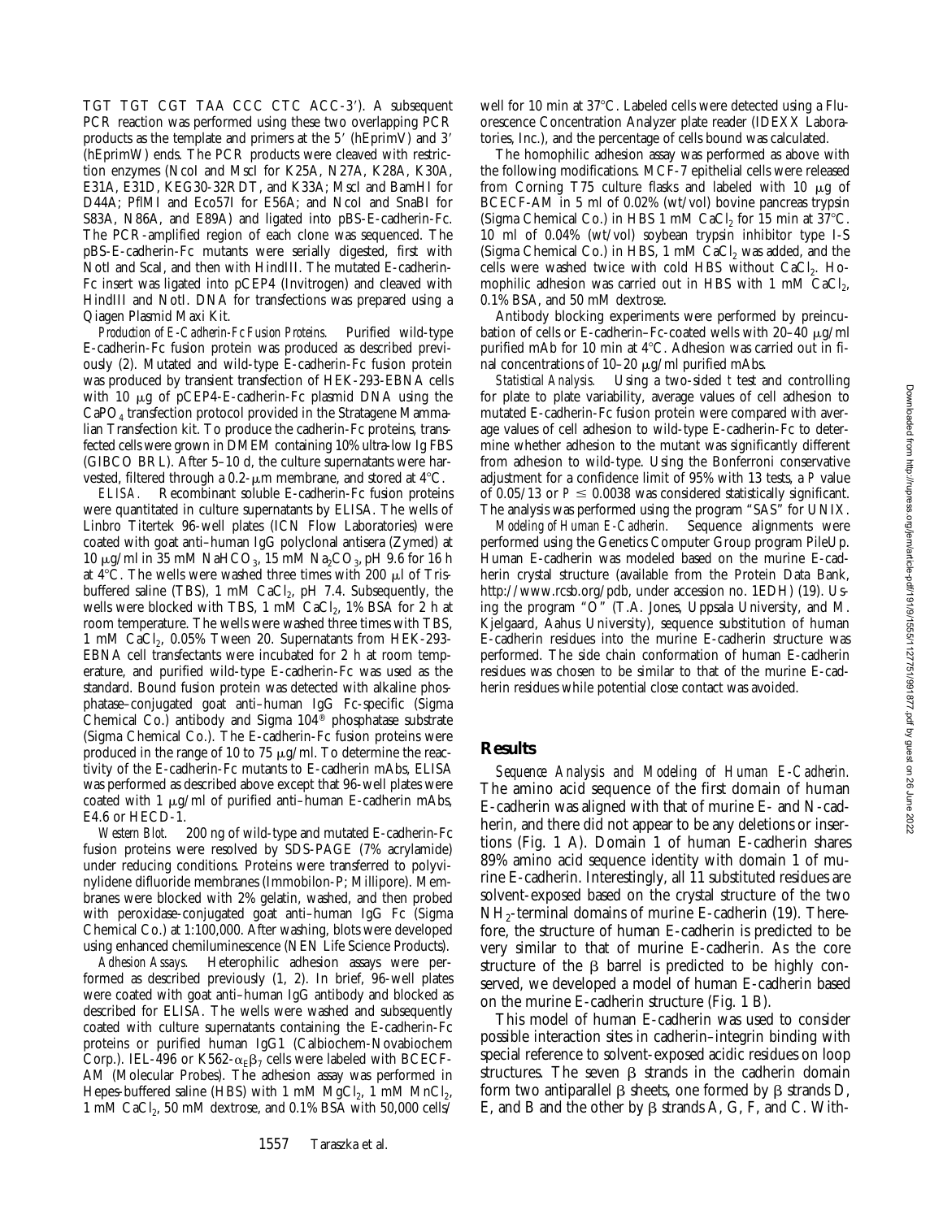TGT TGT CGT TAA CCC CTC ACC-3′). A subsequent PCR reaction was performed using these two overlapping PCR products as the template and primers at the 5′ (hEprimV) and 3′ (hEprimW) ends. The PCR products were cleaved with restriction enzymes (NcoI and MscI for K25A, N27A, K28A, K30A, E31A, E31D, KEG30-32RDT, and K33A; MscI and BamHI for D44A; PflMI and Eco57I for E56A; and NcoI and SnaBI for S83A, N86A, and E89A) and ligated into pBS-E-cadherin-Fc. The PCR-amplified region of each clone was sequenced. The pBS-E-cadherin-Fc mutants were serially digested, first with NotI and ScaI, and then with HindIII. The mutated E-cadherin-Fc insert was ligated into pCEP4 (Invitrogen) and cleaved with HindIII and NotI. DNA for transfections was prepared using a Qiagen Plasmid Maxi Kit.

*Production of E-Cadherin-Fc Fusion Proteins.* Purified wild-type E-cadherin-Fc fusion protein was produced as described previously (2). Mutated and wild-type E-cadherin-Fc fusion protein was produced by transient transfection of HEK-293-EBNA cells with 10 μg of pCEP4-E-cadherin-Fc plasmid DNA using the $CaPO_4$ transfection protocol provided in the Stratagene Mammalian Transfection kit. To produce the cadherin-Fc proteins, transfected cells were grown in DMEM containing 10% ultra-low Ig FBS (GIBCO BRL). After 5–10 d, the culture supernatants were harvested, filtered through a 0.2-μm membrane, and stored at 4°C.

*ELISA.* Recombinant soluble E-cadherin-Fc fusion proteins were quantitated in culture supernatants by ELISA. The wells of Linbro Titertek 96-well plates (ICN Flow Laboratories) were coated with goat anti–human IgG polyclonal antisera (Zymed) at 10 μg/ml in 35 mM $NaHCO_3$, 15 mM $Na_2CO_3$, pH 9.6 for 16 h at 4°C. The wells were washed three times with 200 μl of Tris-buffered saline (TBS), 1 mM $CaCl_2$, pH 7.4. Subsequently, the wells were blocked with TBS, 1 mM $CaCl_2$, 1% BSA for 2 h at room temperature. The wells were washed three times with TBS, 1 mM $CaCl_2$, 0.05% Tween 20. Supernatants from HEK-293-EBNA cell transfectants were incubated for 2 h at room temperature, and purified wild-type E-cadherin-Fc was used as the standard. Bound fusion protein was detected with alkaline phosphatase–conjugated goat anti–human IgG Fc-specific (Sigma Chemical Co.) antibody and Sigma 104® phosphatase substrate (Sigma Chemical Co.). The E-cadherin-Fc fusion proteins were produced in the range of 10 to 75 μg/ml. To determine the reactivity of the E-cadherin-Fc mutants to E-cadherin mAbs, ELISA was performed as described above except that 96-well plates were coated with 1 μg/ml of purified anti–human E-cadherin mAbs, E4.6 or HECD-1.

*Western Blot.* 200 ng of wild-type and mutated E-cadherin-Fc fusion proteins were resolved by SDS-PAGE (7% acrylamide) under reducing conditions. Proteins were transferred to polyvinylidene difluoride membranes (Immobilon-P; Millipore). Membranes were blocked with 2% gelatin, washed, and then probed with peroxidase-conjugated goat anti–human IgG Fc (Sigma Chemical Co.) at 1:100,000. After washing, blots were developed using enhanced chemiluminescence (NEN Life Science Products).

*Adhesion Assays.* Heterophilic adhesion assays were performed as described previously (1, 2). In brief, 96-well plates were coated with goat anti–human IgG antibody and blocked as described for ELISA. The wells were washed and subsequently coated with culture supernatants containing the E-cadherin-Fc proteins or purified human IgG1 (Calbiochem-Novabiochem Corp.). IEL-496 or K562-$\alpha_E\beta_7$ cells were labeled with BCECF-AM (Molecular Probes). The adhesion assay was performed in Hepes-buffered saline (HBS) with 1 mM $MgCl_2$, 1 mM $MnCl_2$, 1 mM $CaCl_2$, 50 mM dextrose, and 0.1% BSA with 50,000 cells/well for 10 min at 37°C. Labeled cells were detected using a Fluorescence Concentration Analyzer plate reader (IDEXX Laboratories, Inc.), and the percentage of cells bound was calculated.

The homophilic adhesion assay was performed as above with the following modifications. MCF-7 epithelial cells were released from Corning T75 culture flasks and labeled with 10 μg of BCECF-AM in 5 ml of 0.02% (wt/vol) bovine pancreas trypsin (Sigma Chemical Co.) in HBS 1 mM $CaCl_2$ for 15 min at 37°C. 10 ml of 0.04% (wt/vol) soybean trypsin inhibitor type I-S (Sigma Chemical Co.) in HBS, 1 mM $CaCl_2$ was added, and the cells were washed twice with cold HBS without $CaCl_2$. Homophilic adhesion was carried out in HBS with 1 mM $CaCl_2$, 0.1% BSA, and 50 mM dextrose.

Antibody blocking experiments were performed by preincubation of cells or E-cadherin–Fc-coated wells with 20–40 μg/ml purified mAb for 10 min at 4°C. Adhesion was carried out in final concentrations of 10–20 μg/ml purified mAbs.

*Statistical Analysis.* Using a two-sided *t* test and controlling for plate to plate variability, average values of cell adhesion to mutated E-cadherin-Fc fusion protein were compared with average values of cell adhesion to wild-type E-cadherin-Fc to determine whether adhesion to the mutant was significantly different from adhesion to wild-type. Using the Bonferroni conservative adjustment for a confidence limit of 95% with 13 tests, a *P* value of 0.05/13 or $P \leq 0.0038$ was considered statistically significant. The analysis was performed using the program "SAS" for UNIX.

*Modeling of Human E-Cadherin.* Sequence alignments were performed using the Genetics Computer Group program PileUp. Human E-cadherin was modeled based on the murine E-cadherin crystal structure (available from the Protein Data Bank, http://www.rcsb.org/pdb, under accession no. 1EDH) (19). Using the program "O" (T.A. Jones, Uppsala University, and M. Kjelgaard, Aahus University), sequence substitution of human E-cadherin residues into the murine E-cadherin structure was performed. The side chain conformation of human E-cadherin residues was chosen to be similar to that of the murine E-cadherin residues while potential close contact was avoided.

## Results

*Sequence Analysis and Modeling of Human E-Cadherin.* The amino acid sequence of the first domain of human E-cadherin was aligned with that of murine E- and N-cadherin, and there did not appear to be any deletions or insertions (Fig. 1 A). Domain 1 of human E-cadherin shares 89% amino acid sequence identity with domain 1 of murine E-cadherin. Interestingly, all 11 substituted residues are solvent-exposed based on the crystal structure of the two $NH_2$-terminal domains of murine E-cadherin (19). Therefore, the structure of human E-cadherin is predicted to be very similar to that of murine E-cadherin. As the core structure of the β barrel is predicted to be highly conserved, we developed a model of human E-cadherin based on the murine E-cadherin structure (Fig. 1 B).

This model of human E-cadherin was used to consider possible interaction sites in cadherin–integrin binding with special reference to solvent-exposed acidic residues on loop structures. The seven β strands in the cadherin domain form two antiparallel β sheets, one formed by β strands D, E, and B and the other by β strands A, G, F, and C. With-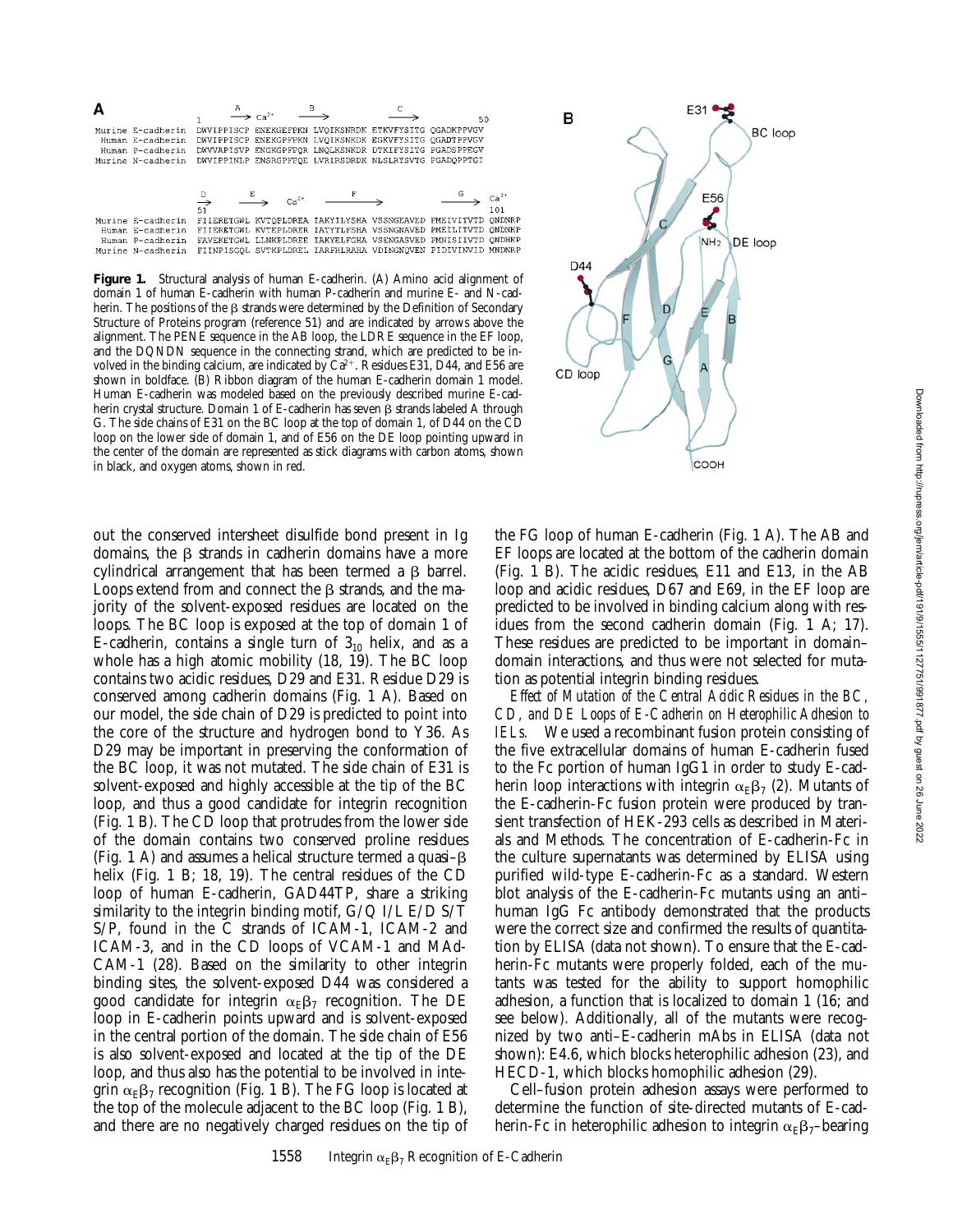**A**

```
                     A         B              C
                  → Ca2+     →              →
                  1                                           50
Murine E-cadherin  DWVIPPISCP ENEKGEFPKN LVQIKSNRDK ETKVFYSITG QGADKPPVGV
Human E-cadherin   DWVIPPISCP ENEKGPFPKN LVQIKSNKDK EGKVFYSITG QGADTPPVGV
Human P-cadherin   DWVVAPISVP ENGKGPFPQR LNQLKSNKDR DTKIFYSITG PGADSPPEGV
Murine N-cadherin  DWVIPPINLP ENSRGPFPQE LVRIRSDRDK NLSLRYSVTG PGADQPPTGI

                   D       E      Ca2+     F                  G      Ca2+
                  51                                                101
Murine E-cadherin  FIIERETGWL KVTQPLDREA IAKYILYSHA VSSNGEAVED PMEIVITVTD QNDNRP
Human E-cadherin   FIIERETGWL KVTEPLDRER IATYTLFSHA VSSNGNAVED PMEILITVTD QNDNKP
Human P-cadherin   FAVEKETGWL LLNKPLDREE IAKYELFGHA VSENGASVED PMNISIIVTD QNDHKP
Murine N-cadherin  FIINPISGQL SVTKPLDREL IARFHLRAHA VDINGNQVEN PIDIVINVID MNDNRP
```

**B**

**Figure 1.** Structural analysis of human E-cadherin. (A) Amino acid alignment of domain 1 of human E-cadherin with human P-cadherin and murine E- and N-cadherin. The positions of the β strands were determined by the Definition of Secondary Structure of Proteins program (reference 51) and are indicated by arrows above the alignment. The PENE sequence in the AB loop, the LDRE sequence in the EF loop, and the DQNDN sequence in the connecting strand, which are predicted to be involved in the binding calcium, are indicated by $Ca^{2+}$. Residues **E31**, **D44**, and **E56** are shown in boldface. (B) Ribbon diagram of the human E-cadherin domain 1 model. Human E-cadherin was modeled based on the previously described murine E-cadherin crystal structure. Domain 1 of E-cadherin has seven β strands labeled A through G. The side chains of E31 on the BC loop at the top of domain 1, of D44 on the CD loop on the lower side of domain 1, and of E56 on the DE loop pointing upward in the center of the domain are represented as stick diagrams with carbon atoms, shown in black, and oxygen atoms, shown in red.

out the conserved intersheet disulfide bond present in Ig domains, the β strands in cadherin domains have a more cylindrical arrangement that has been termed a β barrel. Loops extend from and connect the β strands, and the majority of the solvent-exposed residues are located on the loops. The BC loop is exposed at the top of domain 1 of E-cadherin, contains a single turn of $3_{10}$ helix, and as a whole has a high atomic mobility (18, 19). The BC loop contains two acidic residues, D29 and E31. Residue D29 is conserved among cadherin domains (Fig. 1 A). Based on our model, the side chain of D29 is predicted to point into the core of the structure and hydrogen bond to Y36. As D29 may be important in preserving the conformation of the BC loop, it was not mutated. The side chain of E31 is solvent-exposed and highly accessible at the tip of the BC loop, and thus a good candidate for integrin recognition (Fig. 1 B). The CD loop that protrudes from the lower side of the domain contains two conserved proline residues (Fig. 1 A) and assumes a helical structure termed a quasi–β helix (Fig. 1 B; 18, 19). The central residues of the CD loop of human E-cadherin, GAD44TP, share a striking similarity to the integrin binding motif, G/Q I/L E/D S/T S/P, found in the C strands of ICAM-1, ICAM-2 and ICAM-3, and in the CD loops of VCAM-1 and MAdCAM-1 (28). Based on the similarity to other integrin binding sites, the solvent-exposed D44 was considered a good candidate for integrin $\alpha_E\beta_7$ recognition. The DE loop in E-cadherin points upward and is solvent-exposed in the central portion of the domain. The side chain of E56 is also solvent-exposed and located at the tip of the DE loop, and thus also has the potential to be involved in integrin $\alpha_E\beta_7$ recognition (Fig. 1 B). The FG loop is located at the top of the molecule adjacent to the BC loop (Fig. 1 B), and there are no negatively charged residues on the tip of the FG loop of human E-cadherin (Fig. 1 A). The AB and EF loops are located at the bottom of the cadherin domain (Fig. 1 B). The acidic residues, E11 and E13, in the AB loop and acidic residues, D67 and E69, in the EF loop are predicted to be involved in binding calcium along with residues from the second cadherin domain (Fig. 1 A; 17). These residues are predicted to be important in domain–domain interactions, and thus were not selected for mutation as potential integrin binding residues.

*Effect of Mutation of the Central Acidic Residues in the BC, CD, and DE Loops of E-Cadherin on Heterophilic Adhesion to IELs.* We used a recombinant fusion protein consisting of the five extracellular domains of human E-cadherin fused to the Fc portion of human IgG1 in order to study E-cadherin loop interactions with integrin $\alpha_E\beta_7$ (2). Mutants of the E-cadherin-Fc fusion protein were produced by transient transfection of HEK-293 cells as described in Materials and Methods. The concentration of E-cadherin-Fc in the culture supernatants was determined by ELISA using purified wild-type E-cadherin-Fc as a standard. Western blot analysis of the E-cadherin-Fc mutants using an anti–human IgG Fc antibody demonstrated that the products were the correct size and confirmed the results of quantitation by ELISA (data not shown). To ensure that the E-cadherin-Fc mutants were properly folded, each of the mutants was tested for the ability to support homophilic adhesion, a function that is localized to domain 1 (16; and see below). Additionally, all of the mutants were recognized by two anti–E-cadherin mAbs in ELISA (data not shown): E4.6, which blocks heterophilic adhesion (23), and HECD-1, which blocks homophilic adhesion (29).

Cell–fusion protein adhesion assays were performed to determine the function of site-directed mutants of E-cadherin-Fc in heterophilic adhesion to integrin $\alpha_E\beta_7$–bearing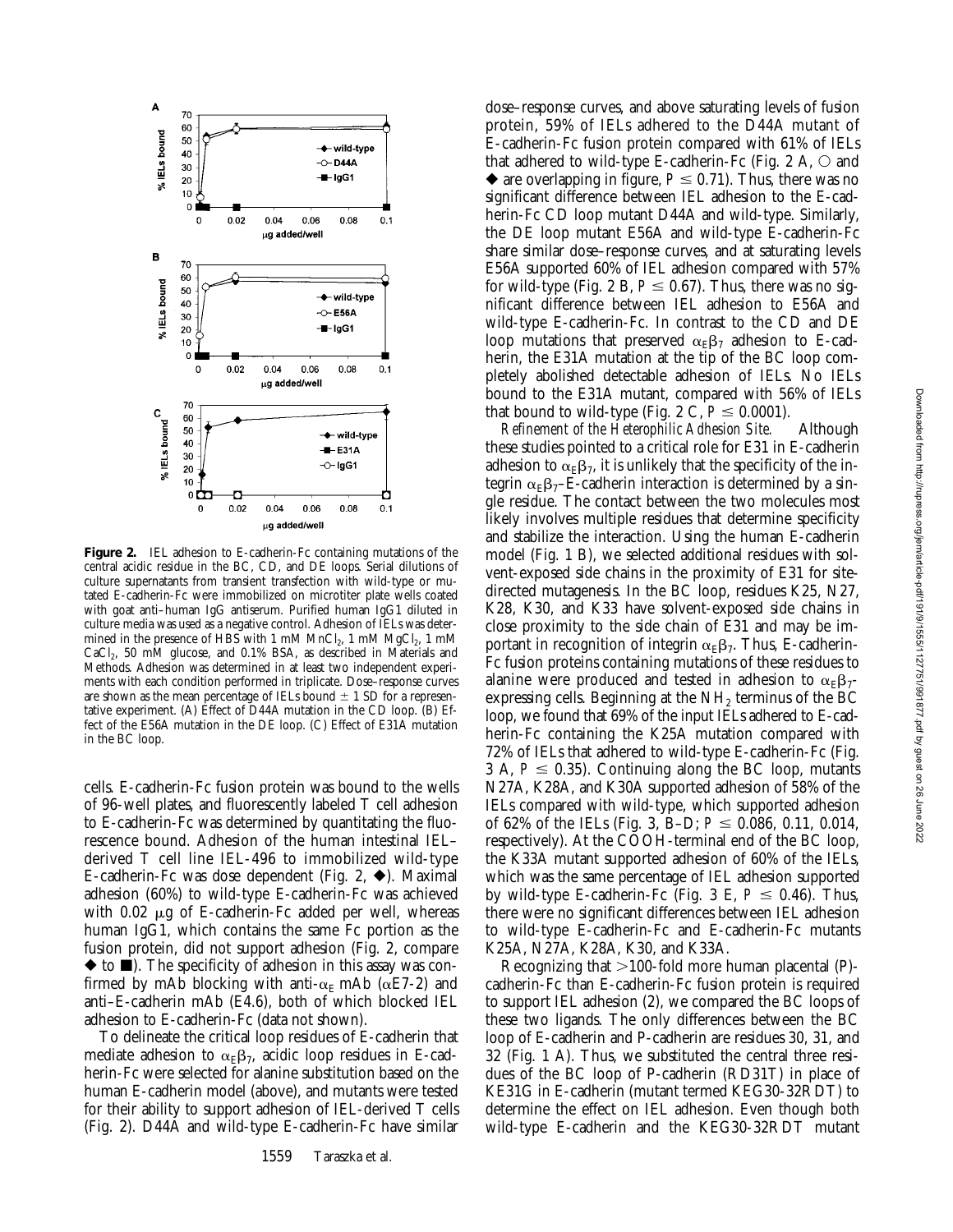**Figure 2.** IEL adhesion to E-cadherin-Fc containing mutations of the central acidic residue in the BC, CD, and DE loops. Serial dilutions of culture supernatants from transient transfection with wild-type or mutated E-cadherin-Fc were immobilized on microtiter plate wells coated with goat anti–human IgG antiserum. Purified human IgG1 diluted in culture media was used as a negative control. Adhesion of IELs was determined in the presence of HBS with 1 mM $MnCl_2$, 1 mM $MgCl_2$, 1 mM $CaCl_2$, 50 mM glucose, and 0.1% BSA, as described in Materials and Methods. Adhesion was determined in at least two independent experiments with each condition performed in triplicate. Dose–response curves are shown as the mean percentage of IELs bound ± 1 SD for a representative experiment. (A) Effect of D44A mutation in the CD loop. (B) Effect of the E56A mutation in the DE loop. (C) Effect of E31A mutation in the BC loop.

cells. E-cadherin-Fc fusion protein was bound to the wells of 96-well plates, and fluorescently labeled T cell adhesion to E-cadherin-Fc was determined by quantitating the fluorescence bound. Adhesion of the human intestinal IEL–derived T cell line IEL-496 to immobilized wild-type E-cadherin-Fc was dose dependent (Fig. 2, ◆). Maximal adhesion (60%) to wild-type E-cadherin-Fc was achieved with 0.02 μg of E-cadherin-Fc added per well, whereas human IgG1, which contains the same Fc portion as the fusion protein, did not support adhesion (Fig. 2, compare ◆ to ■). The specificity of adhesion in this assay was confirmed by mAb blocking with anti-$\alpha_E$ mAb ($\alpha$E7-2) and anti–E-cadherin mAb (E4.6), both of which blocked IEL adhesion to E-cadherin-Fc (data not shown).

To delineate the critical loop residues of E-cadherin that mediate adhesion to $\alpha_E\beta_7$, acidic loop residues in E-cadherin-Fc were selected for alanine substitution based on the human E-cadherin model (above), and mutants were tested for their ability to support adhesion of IEL-derived T cells (Fig. 2). D44A and wild-type E-cadherin-Fc have similar dose–response curves, and above saturating levels of fusion protein, 59% of IELs adhered to the D44A mutant of E-cadherin-Fc fusion protein compared with 61% of IELs that adhered to wild-type E-cadherin-Fc (Fig. 2 A, ○ and ◆ are overlapping in figure, $P \leq 0.71$). Thus, there was no significant difference between IEL adhesion to the E-cadherin-Fc CD loop mutant D44A and wild-type. Similarly, the DE loop mutant E56A and wild-type E-cadherin-Fc share similar dose–response curves, and at saturating levels E56A supported 60% of IEL adhesion compared with 57% for wild-type (Fig. 2 B, $P \leq 0.67$). Thus, there was no significant difference between IEL adhesion to E56A and wild-type E-cadherin-Fc. In contrast to the CD and DE loop mutations that preserved $\alpha_E\beta_7$ adhesion to E-cadherin, the E31A mutation at the tip of the BC loop completely abolished detectable adhesion of IELs. No IELs bound to the E31A mutant, compared with 56% of IELs that bound to wild-type (Fig. 2 C, $P \leq 0.0001$).

*Refinement of the Heterophilic Adhesion Site.* Although these studies pointed to a critical role for E31 in E-cadherin adhesion to $\alpha_E\beta_7$, it is unlikely that the specificity of the integrin $\alpha_E\beta_7$–E-cadherin interaction is determined by a single residue. The contact between the two molecules most likely involves multiple residues that determine specificity and stabilize the interaction. Using the human E-cadherin model (Fig. 1 B), we selected additional residues with solvent-exposed side chains in the proximity of E31 for site-directed mutagenesis. In the BC loop, residues K25, N27, K28, K30, and K33 have solvent-exposed side chains in close proximity to the side chain of E31 and may be important in recognition of integrin $\alpha_E\beta_7$. Thus, E-cadherin-Fc fusion proteins containing mutations of these residues to alanine were produced and tested in adhesion to $\alpha_E\beta_7$-expressing cells. Beginning at the $NH_2$ terminus of the BC loop, we found that 69% of the input IELs adhered to E-cadherin-Fc containing the K25A mutation compared with 72% of IELs that adhered to wild-type E-cadherin-Fc (Fig. 3 A, $P \leq 0.35$). Continuing along the BC loop, mutants N27A, K28A, and K30A supported adhesion of 58% of the IELs compared with wild-type, which supported adhesion of 62% of the IELs (Fig. 3, B–D; $P \leq 0.086$, 0.11, 0.014, respectively). At the COOH-terminal end of the BC loop, the K33A mutant supported adhesion of 60% of the IELs, which was the same percentage of IEL adhesion supported by wild-type E-cadherin-Fc (Fig. 3 E, $P \leq 0.46$). Thus, there were no significant differences between IEL adhesion to wild-type E-cadherin-Fc and E-cadherin-Fc mutants K25A, N27A, K28A, K30, and K33A.

Recognizing that >100-fold more human placental (P)-cadherin-Fc than E-cadherin-Fc fusion protein is required to support IEL adhesion (2), we compared the BC loops of these two ligands. The only differences between the BC loop of E-cadherin and P-cadherin are residues 30, 31, and 32 (Fig. 1 A). Thus, we substituted the central three residues of the BC loop of P-cadherin (RD31T) in place of KE31G in E-cadherin (mutant termed KEG30-32RDT) to determine the effect on IEL adhesion. Even though both wild-type E-cadherin and the KEG30-32RDT mutant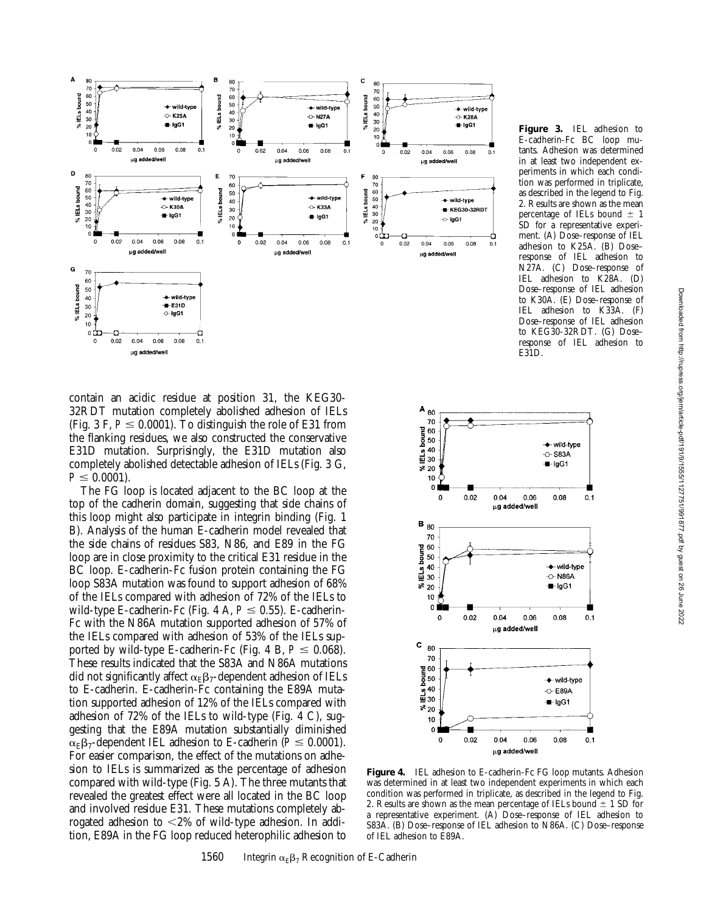**Figure 3.** IEL adhesion to E-cadherin-Fc BC loop mutants. Adhesion was determined in at least two independent experiments in which each condition was performed in triplicate, as described in the legend to Fig. 2. Results are shown as the mean percentage of IELs bound ± 1 SD for a representative experiment. (A) Dose–response of IEL adhesion to K25A. (B) Dose–response of IEL adhesion to N27A. (C) Dose–response of IEL adhesion to K28A. (D) Dose–response of IEL adhesion to K30A. (E) Dose–response of IEL adhesion to K33A. (F) Dose–response of IEL adhesion to KEG30-32RDT. (G) Dose–response of IEL adhesion to E31D.

contain an acidic residue at position 31, the KEG30-32RDT mutation completely abolished adhesion of IELs (Fig. 3 F, $P \leq 0.0001$). To distinguish the role of E31 from the flanking residues, we also constructed the conservative E31D mutation. Surprisingly, the E31D mutation also completely abolished detectable adhesion of IELs (Fig. 3 G, $P \leq 0.0001$).

The FG loop is located adjacent to the BC loop at the top of the cadherin domain, suggesting that side chains of this loop might also participate in integrin binding (Fig. 1 B). Analysis of the human E-cadherin model revealed that the side chains of residues S83, N86, and E89 in the FG loop are in close proximity to the critical E31 residue in the BC loop. E-cadherin-Fc fusion protein containing the FG loop S83A mutation was found to support adhesion of 68% of the IELs compared with adhesion of 72% of the IELs to wild-type E-cadherin-Fc (Fig. 4 A, $P \leq 0.55$). E-cadherin-Fc with the N86A mutation supported adhesion of 57% of the IELs compared with adhesion of 53% of the IELs supported by wild-type E-cadherin-Fc (Fig. 4 B, $P \leq 0.068$). These results indicated that the S83A and N86A mutations did not significantly affect $\alpha_E\beta_7$-dependent adhesion of IELs to E-cadherin. E-cadherin-Fc containing the E89A mutation supported adhesion of 12% of the IELs compared with adhesion of 72% of the IELs to wild-type (Fig. 4 C), suggesting that the E89A mutation substantially diminished $\alpha_E\beta_7$-dependent IEL adhesion to E-cadherin ($P \leq 0.0001$). For easier comparison, the effect of the mutations on adhesion to IELs is summarized as the percentage of adhesion compared with wild-type (Fig. 5 A). The three mutants that revealed the greatest effect were all located in the BC loop and involved residue E31. These mutations completely abrogated adhesion to <2% of wild-type adhesion. In addition, E89A in the FG loop reduced heterophilic adhesion to

**Figure 4.** IEL adhesion to E-cadherin-Fc FG loop mutants. Adhesion was determined in at least two independent experiments in which each condition was performed in triplicate, as described in the legend to Fig. 2. Results are shown as the mean percentage of IELs bound ± 1 SD for a representative experiment. (A) Dose–response of IEL adhesion to S83A. (B) Dose–response of IEL adhesion to N86A. (C) Dose–response of IEL adhesion to E89A.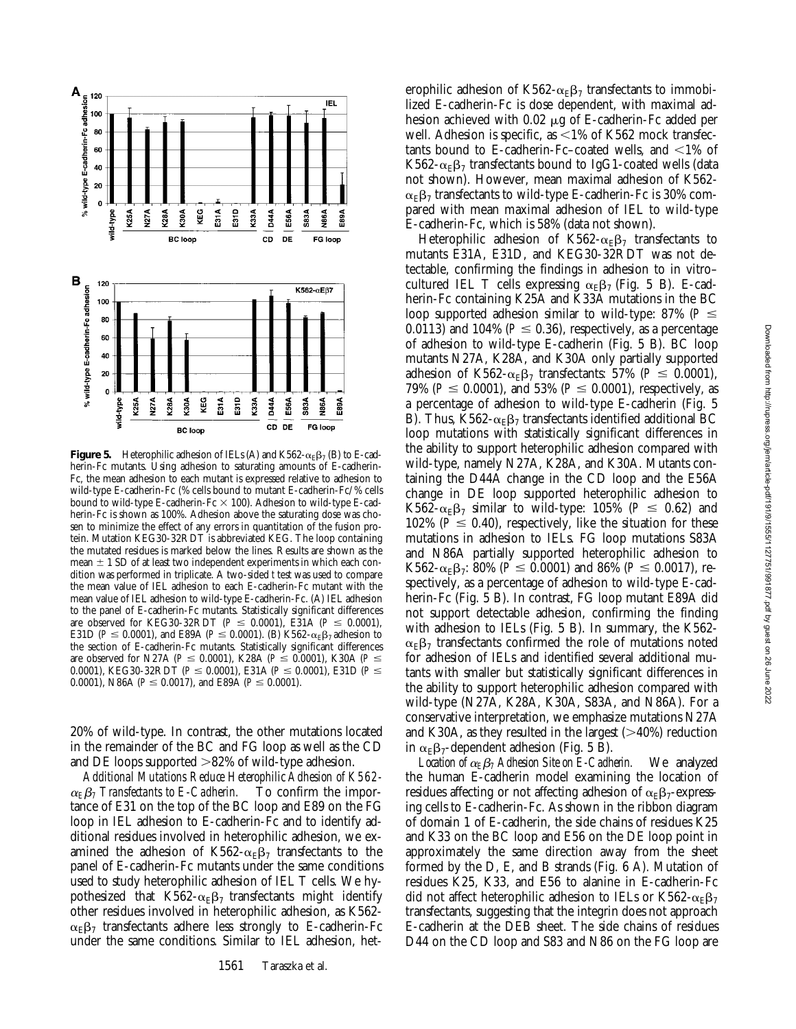**Figure 5.** Heterophilic adhesion of IELs (A) and K562-$\alpha_E\beta_7$ (B) to E-cadherin-Fc mutants. Using adhesion to saturating amounts of E-cadherin-Fc, the mean adhesion to each mutant is expressed relative to adhesion to wild-type E-cadherin-Fc (% cells bound to mutant E-cadherin-Fc/% cells bound to wild-type E-cadherin-Fc × 100). Adhesion to wild-type E-cadherin-Fc is shown as 100%. Adhesion above the saturating dose was chosen to minimize the effect of any errors in quantitation of the fusion protein. Mutation KEG30-32RDT is abbreviated KEG. The loop containing the mutated residues is marked below the lines. Results are shown as the mean ± 1 SD of at least two independent experiments in which each condition was performed in triplicate. A two-sided *t* test was used to compare the mean value of IEL adhesion to each E-cadherin-Fc mutant with the mean value of IEL adhesion to wild-type E-cadherin-Fc. (A) IEL adhesion to the panel of E-cadherin-Fc mutants. Statistically significant differences are observed for KEG30-32RDT ($P \leq 0.0001$), E31A ($P \leq 0.0001$), E31D ($P \leq 0.0001$), and E89A ($P \leq 0.0001$). (B) K562-$\alpha_E\beta_7$ adhesion to the section of E-cadherin-Fc mutants. Statistically significant differences are observed for N27A ($P \leq 0.0001$), K28A ($P \leq 0.0001$), K30A ($P \leq 0.0001$), KEG30-32RDT ($P \leq 0.0001$), E31A ($P \leq 0.0001$), E31D ($P \leq 0.0001$), N86A ($P \leq 0.0017$), and E89A ($P \leq 0.0001$).

20% of wild-type. In contrast, the other mutations located in the remainder of the BC and FG loop as well as the CD and DE loops supported >82% of wild-type adhesion.

*Additional Mutations Reduce Heterophilic Adhesion of K562-$\alpha_E\beta_7$ Transfectants to E-Cadherin.* To confirm the importance of E31 on the top of the BC loop and E89 on the FG loop in IEL adhesion to E-cadherin-Fc and to identify additional residues involved in heterophilic adhesion, we examined the adhesion of K562-$\alpha_E\beta_7$ transfectants to the panel of E-cadherin-Fc mutants under the same conditions used to study heterophilic adhesion of IEL T cells. We hypothesized that K562-$\alpha_E\beta_7$ transfectants might identify other residues involved in heterophilic adhesion, as K562-$\alpha_E\beta_7$ transfectants adhere less strongly to E-cadherin-Fc under the same conditions. Similar to IEL adhesion, heterophilic adhesion of K562-$\alpha_E\beta_7$ transfectants to immobilized E-cadherin-Fc is dose dependent, with maximal adhesion achieved with 0.02 μg of E-cadherin-Fc added per well. Adhesion is specific, as <1% of K562 mock transfectants bound to E-cadherin-Fc–coated wells, and <1% of K562-$\alpha_E\beta_7$ transfectants bound to IgG1-coated wells (data not shown). However, mean maximal adhesion of K562-$\alpha_E\beta_7$ transfectants to wild-type E-cadherin-Fc is 30% compared with mean maximal adhesion of IEL to wild-type E-cadherin-Fc, which is 58% (data not shown).

Heterophilic adhesion of K562-$\alpha_E\beta_7$ transfectants to mutants E31A, E31D, and KEG30-32RDT was not detectable, confirming the findings in adhesion to in vitro–cultured IEL T cells expressing $\alpha_E\beta_7$ (Fig. 5 B). E-cadherin-Fc containing K25A and K33A mutations in the BC loop supported adhesion similar to wild-type: 87% ($P \leq 0.0113$) and 104% ($P \leq 0.36$), respectively, as a percentage of adhesion to wild-type E-cadherin (Fig. 5 B). BC loop mutants N27A, K28A, and K30A only partially supported adhesion of K562-$\alpha_E\beta_7$ transfectants: 57% ($P \leq 0.0001$), 79% ($P \leq 0.0001$), and 53% ($P \leq 0.0001$), respectively, as a percentage of adhesion to wild-type E-cadherin (Fig. 5 B). Thus, K562-$\alpha_E\beta_7$ transfectants identified additional BC loop mutations with statistically significant differences in the ability to support heterophilic adhesion compared with wild-type, namely N27A, K28A, and K30A. Mutants containing the D44A change in the CD loop and the E56A change in DE loop supported heterophilic adhesion to K562-$\alpha_E\beta_7$ similar to wild-type: 105% ($P \leq 0.62$) and 102% ($P \leq 0.40$), respectively, like the situation for these mutations in adhesion to IELs. FG loop mutations S83A and N86A partially supported heterophilic adhesion to K562-$\alpha_E\beta_7$: 80% ($P \leq 0.0001$) and 86% ($P \leq 0.0017$), respectively, as a percentage of adhesion to wild-type E-cadherin-Fc (Fig. 5 B). In contrast, FG loop mutant E89A did not support detectable adhesion, confirming the finding with adhesion to IELs (Fig. 5 B). In summary, the K562-$\alpha_E\beta_7$ transfectants confirmed the role of mutations noted for adhesion of IELs and identified several additional mutants with smaller but statistically significant differences in the ability to support heterophilic adhesion compared with wild-type (N27A, K28A, K30A, S83A, and N86A). For a conservative interpretation, we emphasize mutations N27A and K30A, as they resulted in the largest (>40%) reduction in $\alpha_E\beta_7$-dependent adhesion (Fig. 5 B).

*Location of $\alpha_E\beta_7$ Adhesion Site on E-Cadherin.* We analyzed the human E-cadherin model examining the location of residues affecting or not affecting adhesion of $\alpha_E\beta_7$-expressing cells to E-cadherin-Fc. As shown in the ribbon diagram of domain 1 of E-cadherin, the side chains of residues K25 and K33 on the BC loop and E56 on the DE loop point in approximately the same direction away from the sheet formed by the D, E, and B strands (Fig. 6 A). Mutation of residues K25, K33, and E56 to alanine in E-cadherin-Fc did not affect heterophilic adhesion to IELs or K562-$\alpha_E\beta_7$ transfectants, suggesting that the integrin does not approach E-cadherin at the DEB sheet. The side chains of residues D44 on the CD loop and S83 and N86 on the FG loop are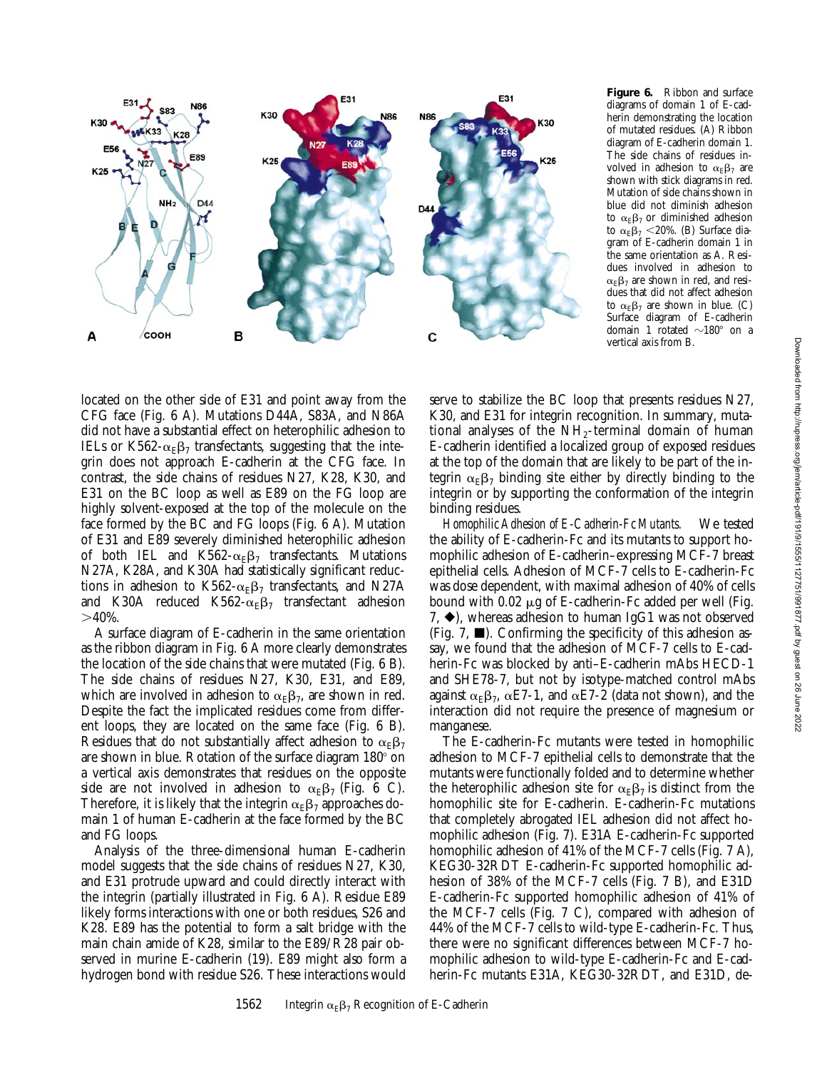**Figure 6.** Ribbon and surface diagrams of domain 1 of E-cadherin demonstrating the location of mutated residues. (A) Ribbon diagram of E-cadherin domain 1. The side chains of residues involved in adhesion to $\alpha_E\beta_7$ are shown with stick diagrams in red. Mutation of side chains shown in blue did not diminish adhesion to $\alpha_E\beta_7$ or diminished adhesion to $\alpha_E\beta_7$ <20%. (B) Surface diagram of E-cadherin domain 1 in the same orientation as A. Residues involved in adhesion to $\alpha_E\beta_7$ are shown in red, and residues that did not affect adhesion to $\alpha_E\beta_7$ are shown in blue. (C) Surface diagram of E-cadherin domain 1 rotated ~180° on a vertical axis from B.

located on the other side of E31 and point away from the CFG face (Fig. 6 A). Mutations D44A, S83A, and N86A did not have a substantial effect on heterophilic adhesion to IELs or K562-$\alpha_E\beta_7$ transfectants, suggesting that the integrin does not approach E-cadherin at the CFG face. In contrast, the side chains of residues N27, K28, K30, and E31 on the BC loop as well as E89 on the FG loop are highly solvent-exposed at the top of the molecule on the face formed by the BC and FG loops (Fig. 6 A). Mutation of E31 and E89 severely diminished heterophilic adhesion of both IEL and K562-$\alpha_E\beta_7$ transfectants. Mutations N27A, K28A, and K30A had statistically significant reductions in adhesion to K562-$\alpha_E\beta_7$ transfectants, and N27A and K30A reduced K562-$\alpha_E\beta_7$ transfectant adhesion >40%.

A surface diagram of E-cadherin in the same orientation as the ribbon diagram in Fig. 6 A more clearly demonstrates the location of the side chains that were mutated (Fig. 6 B). The side chains of residues N27, K30, E31, and E89, which are involved in adhesion to $\alpha_E\beta_7$, are shown in red. Despite the fact the implicated residues come from different loops, they are located on the same face (Fig. 6 B). Residues that do not substantially affect adhesion to $\alpha_E\beta_7$ are shown in blue. Rotation of the surface diagram 180° on a vertical axis demonstrates that residues on the opposite side are not involved in adhesion to $\alpha_E\beta_7$ (Fig. 6 C). Therefore, it is likely that the integrin $\alpha_E\beta_7$ approaches domain 1 of human E-cadherin at the face formed by the BC and FG loops.

Analysis of the three-dimensional human E-cadherin model suggests that the side chains of residues N27, K30, and E31 protrude upward and could directly interact with the integrin (partially illustrated in Fig. 6 A). Residue E89 likely forms interactions with one or both residues, S26 and K28. E89 has the potential to form a salt bridge with the main chain amide of K28, similar to the E89/R28 pair observed in murine E-cadherin (19). E89 might also form a hydrogen bond with residue S26. These interactions would serve to stabilize the BC loop that presents residues N27, K30, and E31 for integrin recognition. In summary, mutational analyses of the $NH_2$-terminal domain of human E-cadherin identified a localized group of exposed residues at the top of the domain that are likely to be part of the integrin $\alpha_E\beta_7$ binding site either by directly binding to the integrin or by supporting the conformation of the integrin binding residues.

*Homophilic Adhesion of E-Cadherin-Fc Mutants.* We tested the ability of E-cadherin-Fc and its mutants to support homophilic adhesion of E-cadherin–expressing MCF-7 breast epithelial cells. Adhesion of MCF-7 cells to E-cadherin-Fc was dose dependent, with maximal adhesion of 40% of cells bound with 0.02 μg of E-cadherin-Fc added per well (Fig. 7, ◆), whereas adhesion to human IgG1 was not observed (Fig. 7, ■). Confirming the specificity of this adhesion assay, we found that the adhesion of MCF-7 cells to E-cadherin-Fc was blocked by anti–E-cadherin mAbs HECD-1 and SHE78-7, but not by isotype-matched control mAbs against $\alpha_E\beta_7$, αE7-1, and αE7-2 (data not shown), and the interaction did not require the presence of magnesium or manganese.

The E-cadherin-Fc mutants were tested in homophilic adhesion to MCF-7 epithelial cells to demonstrate that the mutants were functionally folded and to determine whether the heterophilic adhesion site for $\alpha_E\beta_7$ is distinct from the homophilic site for E-cadherin. E-cadherin-Fc mutations that completely abrogated IEL adhesion did not affect homophilic adhesion (Fig. 7). E31A E-cadherin-Fc supported homophilic adhesion of 41% of the MCF-7 cells (Fig. 7 A), KEG30-32RDT E-cadherin-Fc supported homophilic adhesion of 38% of the MCF-7 cells (Fig. 7 B), and E31D E-cadherin-Fc supported homophilic adhesion of 41% of the MCF-7 cells (Fig. 7 C), compared with adhesion of 44% of the MCF-7 cells to wild-type E-cadherin-Fc. Thus, there were no significant differences between MCF-7 homophilic adhesion to wild-type E-cadherin-Fc and E-cadherin-Fc mutants E31A, KEG30-32RDT, and E31D, de-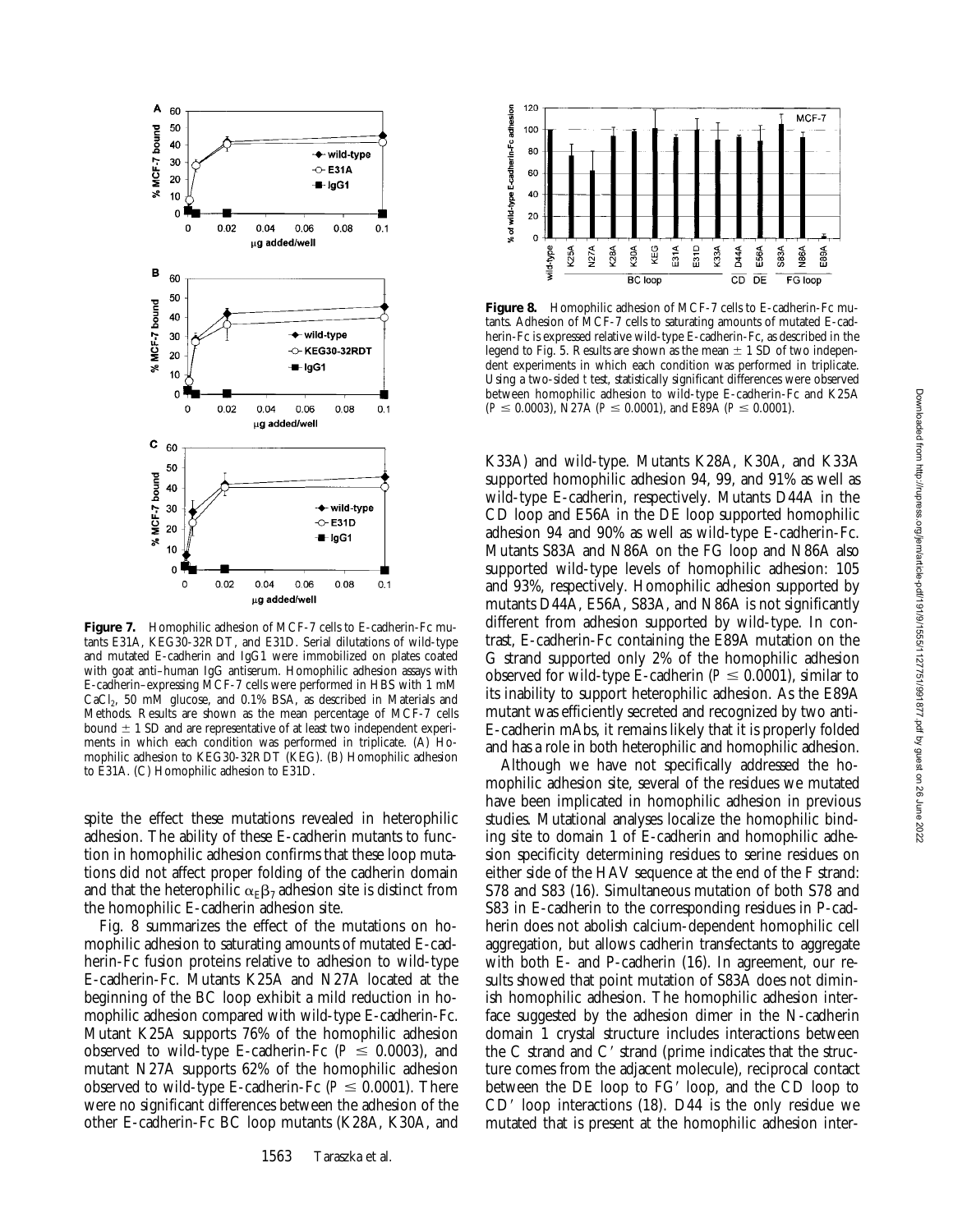**Figure 7.** Homophilic adhesion of MCF-7 cells to E-cadherin-Fc mutants E31A, KEG30-32RDT, and E31D. Serial dilutions of wild-type and mutated E-cadherin and IgG1 were immobilized on plates coated with goat anti–human IgG antiserum. Homophilic adhesion assays with E-cadherin–expressing MCF-7 cells were performed in HBS with 1 mM $CaCl_2$, 50 mM glucose, and 0.1% BSA, as described in Materials and Methods. Results are shown as the mean percentage of MCF-7 cells bound ± 1 SD and are representative of at least two independent experiments in which each condition was performed in triplicate. (A) Homophilic adhesion to KEG30-32RDT (KEG). (B) Homophilic adhesion to E31A. (C) Homophilic adhesion to E31D.

**Figure 8.** Homophilic adhesion of MCF-7 cells to E-cadherin-Fc mutants. Adhesion of MCF-7 cells to saturating amounts of mutated E-cadherin-Fc is expressed relative wild-type E-cadherin-Fc, as described in the legend to Fig. 5. Results are shown as the mean ± 1 SD of two independent experiments in which each condition was performed in triplicate. Using a two-sided *t* test, statistically significant differences were observed between homophilic adhesion to wild-type E-cadherin-Fc and K25A ($P \leq 0.0003$), N27A ($P \leq 0.0001$), and E89A ($P \leq 0.0001$).

spite the effect these mutations revealed in heterophilic adhesion. The ability of these E-cadherin mutants to function in homophilic adhesion confirms that these loop mutations did not affect proper folding of the cadherin domain and that the heterophilic $\alpha_E\beta_7$ adhesion site is distinct from the homophilic E-cadherin adhesion site.

Fig. 8 summarizes the effect of the mutations on homophilic adhesion to saturating amounts of mutated E-cadherin-Fc fusion proteins relative to adhesion to wild-type E-cadherin-Fc. Mutants K25A and N27A located at the beginning of the BC loop exhibit a mild reduction in homophilic adhesion compared with wild-type E-cadherin-Fc. Mutant K25A supports 76% of the homophilic adhesion observed to wild-type E-cadherin-Fc ($P \leq 0.0003$), and mutant N27A supports 62% of the homophilic adhesion observed to wild-type E-cadherin-Fc ($P \leq 0.0001$). There were no significant differences between the adhesion of the other E-cadherin-Fc BC loop mutants (K28A, K30A, and K33A) and wild-type. Mutants K28A, K30A, and K33A supported homophilic adhesion 94, 99, and 91% as well as wild-type E-cadherin, respectively. Mutants D44A in the CD loop and E56A in the DE loop supported homophilic adhesion 94 and 90% as well as wild-type E-cadherin-Fc. Mutants S83A and N86A on the FG loop and N86A also supported wild-type levels of homophilic adhesion: 105 and 93%, respectively. Homophilic adhesion supported by mutants D44A, E56A, S83A, and N86A is not significantly different from adhesion supported by wild-type. In contrast, E-cadherin-Fc containing the E89A mutation on the G strand supported only 2% of the homophilic adhesion observed for wild-type E-cadherin ($P \leq 0.0001$), similar to its inability to support heterophilic adhesion. As the E89A mutant was efficiently secreted and recognized by two anti–E-cadherin mAbs, it remains likely that it is properly folded and has a role in both heterophilic and homophilic adhesion.

Although we have not specifically addressed the homophilic adhesion site, several of the residues we mutated have been implicated in homophilic adhesion in previous studies. Mutational analyses localize the homophilic binding site to domain 1 of E-cadherin and homophilic adhesion specificity determining residues to serine residues on either side of the HAV sequence at the end of the F strand: S78 and S83 (16). Simultaneous mutation of both S78 and S83 in E-cadherin to the corresponding residues in P-cadherin does not abolish calcium-dependent homophilic cell aggregation, but allows cadherin transfectants to aggregate with both E- and P-cadherin (16). In agreement, our results showed that point mutation of S83A does not diminish homophilic adhesion. The homophilic adhesion interface suggested by the adhesion dimer in the N-cadherin domain 1 crystal structure includes interactions between the C strand and C′ strand (prime indicates that the structure comes from the adjacent molecule), reciprocal contact between the DE loop to FG′ loop, and the CD loop to CD′ loop interactions (18). D44 is the only residue we mutated that is present at the homophilic adhesion inter-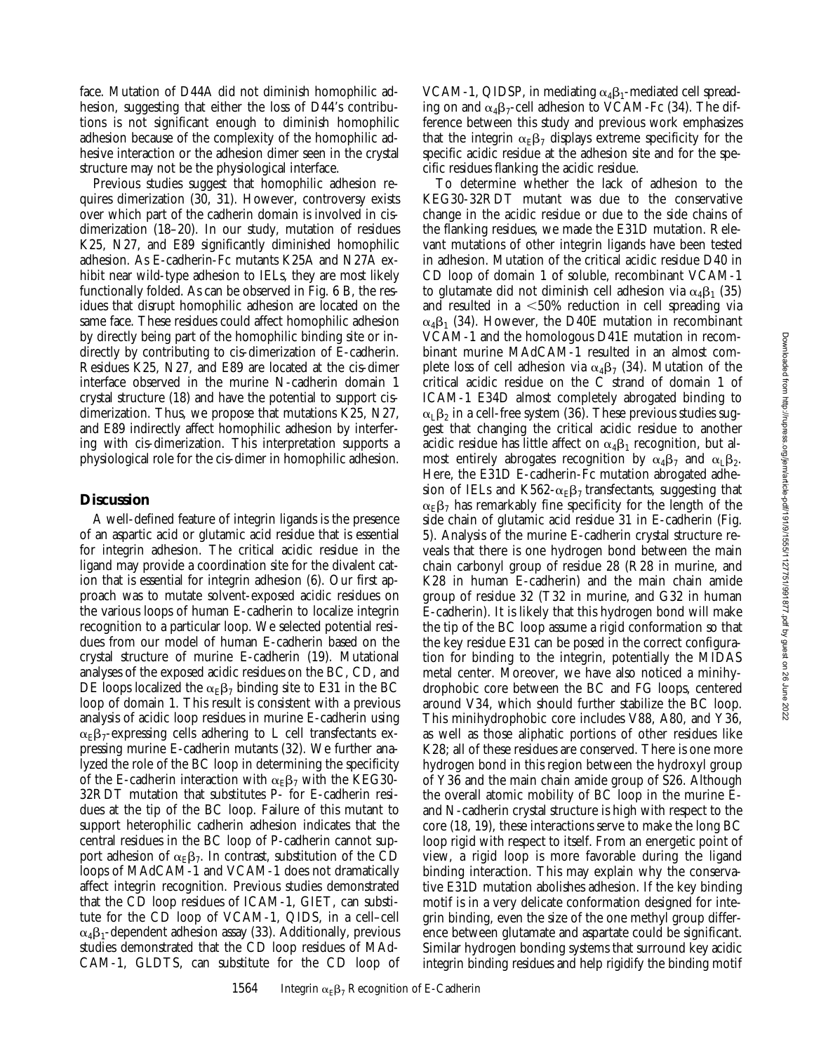face. Mutation of D44A did not diminish homophilic adhesion, suggesting that either the loss of D44's contributions is not significant enough to diminish homophilic adhesion because of the complexity of the homophilic adhesive interaction or the adhesion dimer seen in the crystal structure may not be the physiological interface.

Previous studies suggest that homophilic adhesion requires dimerization (30, 31). However, controversy exists over which part of the cadherin domain is involved in cis-dimerization (18–20). In our study, mutation of residues K25, N27, and E89 significantly diminished homophilic adhesion. As E-cadherin-Fc mutants K25A and N27A exhibit near wild-type adhesion to IELs, they are most likely functionally folded. As can be observed in Fig. 6 B, the residues that disrupt homophilic adhesion are located on the same face. These residues could affect homophilic adhesion by directly being part of the homophilic binding site or indirectly by contributing to cis-dimerization of E-cadherin. Residues K25, N27, and E89 are located at the cis-dimer interface observed in the murine N-cadherin domain 1 crystal structure (18) and have the potential to support cis-dimerization. Thus, we propose that mutations K25, N27, and E89 indirectly affect homophilic adhesion by interfering with cis-dimerization. This interpretation supports a physiological role for the cis-dimer in homophilic adhesion.

## Discussion

A well-defined feature of integrin ligands is the presence of an aspartic acid or glutamic acid residue that is essential for integrin adhesion. The critical acidic residue in the ligand may provide a coordination site for the divalent cation that is essential for integrin adhesion (6). Our first approach was to mutate solvent-exposed acidic residues on the various loops of human E-cadherin to localize integrin recognition to a particular loop. We selected potential residues from our model of human E-cadherin based on the crystal structure of murine E-cadherin (19). Mutational analyses of the exposed acidic residues on the BC, CD, and DE loops localized the $\alpha_E\beta_7$ binding site to E31 in the BC loop of domain 1. This result is consistent with a previous analysis of acidic loop residues in murine E-cadherin using $\alpha_E\beta_7$-expressing cells adhering to L cell transfectants expressing murine E-cadherin mutants (32). We further analyzed the role of the BC loop in determining the specificity of the E-cadherin interaction with $\alpha_E\beta_7$ with the KEG30-32RDT mutation that substitutes P- for E-cadherin residues at the tip of the BC loop. Failure of this mutant to support heterophilic cadherin adhesion indicates that the central residues in the BC loop of P-cadherin cannot support adhesion of $\alpha_E\beta_7$. In contrast, substitution of the CD loops of MAdCAM-1 and VCAM-1 does not dramatically affect integrin recognition. Previous studies demonstrated that the CD loop residues of ICAM-1, GIET, can substitute for the CD loop of VCAM-1, QIDS, in a cell–cell $\alpha_4\beta_1$-dependent adhesion assay (33). Additionally, previous studies demonstrated that the CD loop residues of MAdCAM-1, GLDTS, can substitute for the CD loop of VCAM-1, QIDSP, in mediating $\alpha_4\beta_1$-mediated cell spreading on and $\alpha_4\beta_7$-cell adhesion to VCAM-Fc (34). The difference between this study and previous work emphasizes that the integrin $\alpha_E\beta_7$ displays extreme specificity for the specific acidic residue at the adhesion site and for the specific residues flanking the acidic residue.

To determine whether the lack of adhesion to the KEG30-32RDT mutant was due to the conservative change in the acidic residue or due to the side chains of the flanking residues, we made the E31D mutation. Relevant mutations of other integrin ligands have been tested in adhesion. Mutation of the critical acidic residue D40 in CD loop of domain 1 of soluble, recombinant VCAM-1 to glutamate did not diminish cell adhesion via $\alpha_4\beta_1$ (35) and resulted in a <50% reduction in cell spreading via $\alpha_4\beta_1$ (34). However, the D40E mutation in recombinant VCAM-1 and the homologous D41E mutation in recombinant murine MAdCAM-1 resulted in an almost complete loss of cell adhesion via $\alpha_4\beta_7$ (34). Mutation of the critical acidic residue on the C strand of domain 1 of ICAM-1 E34D almost completely abrogated binding to $\alpha_L\beta_2$ in a cell-free system (36). These previous studies suggest that changing the critical acidic residue to another acidic residue has little affect on $\alpha_4\beta_1$ recognition, but almost entirely abrogates recognition by $\alpha_4\beta_7$ and $\alpha_L\beta_2$. Here, the E31D E-cadherin-Fc mutation abrogated adhesion of IELs and K562-$\alpha_E\beta_7$ transfectants, suggesting that $\alpha_E\beta_7$ has remarkably fine specificity for the length of the side chain of glutamic acid residue 31 in E-cadherin (Fig. 5). Analysis of the murine E-cadherin crystal structure reveals that there is one hydrogen bond between the main chain carbonyl group of residue 28 (R28 in murine, and K28 in human E-cadherin) and the main chain amide group of residue 32 (T32 in murine, and G32 in human E-cadherin). It is likely that this hydrogen bond will make the tip of the BC loop assume a rigid conformation so that the key residue E31 can be posed in the correct configuration for binding to the integrin, potentially the MIDAS metal center. Moreover, we have also noticed a minihydrophobic core between the BC and FG loops, centered around V34, which should further stabilize the BC loop. This minihydrophobic core includes V88, A80, and Y36, as well as those aliphatic portions of other residues like K28; all of these residues are conserved. There is one more hydrogen bond in this region between the hydroxyl group of Y36 and the main chain amide group of S26. Although the overall atomic mobility of BC loop in the murine E- and N-cadherin crystal structure is high with respect to the core (18, 19), these interactions serve to make the long BC loop rigid with respect to itself. From an energetic point of view, a rigid loop is more favorable during the ligand binding interaction. This may explain why the conservative E31D mutation abolishes adhesion. If the key binding motif is in a very delicate conformation designed for integrin binding, even the size of the one methyl group difference between glutamate and aspartate could be significant. Similar hydrogen bonding systems that surround key acidic integrin binding residues and help rigidify the binding motif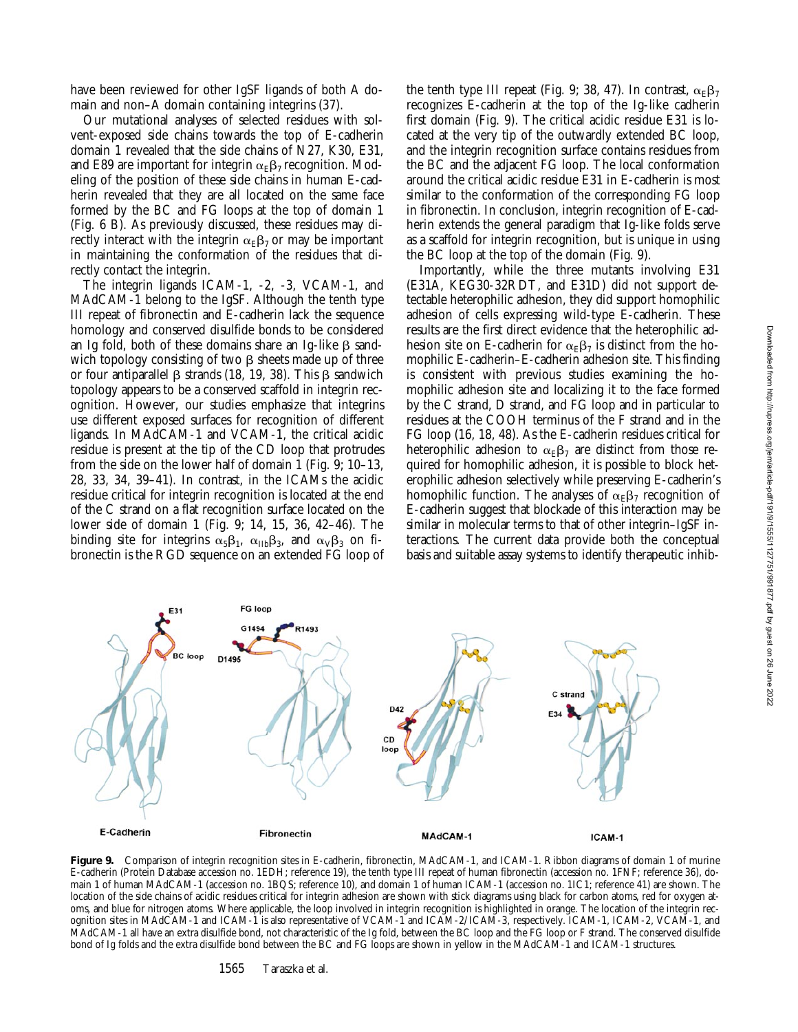have been reviewed for other IgSF ligands of both A domain and non–A domain containing integrins (37).

Our mutational analyses of selected residues with solvent-exposed side chains towards the top of E-cadherin domain 1 revealed that the side chains of N27, K30, E31, and E89 are important for integrin $\alpha_E\beta_7$ recognition. Modeling of the position of these side chains in human E-cadherin revealed that they are all located on the same face formed by the BC and FG loops at the top of domain 1 (Fig. 6 B). As previously discussed, these residues may directly interact with the integrin $\alpha_E\beta_7$ or may be important in maintaining the conformation of the residues that directly contact the integrin.

The integrin ligands ICAM-1, -2, -3, VCAM-1, and MAdCAM-1 belong to the IgSF. Although the tenth type III repeat of fibronectin and E-cadherin lack the sequence homology and conserved disulfide bonds to be considered an Ig fold, both of these domains share an Ig-like β sandwich topology consisting of two β sheets made up of three or four antiparallel β strands (18, 19, 38). This β sandwich topology appears to be a conserved scaffold in integrin recognition. However, our studies emphasize that integrins use different exposed surfaces for recognition of different ligands. In MAdCAM-1 and VCAM-1, the critical acidic residue is present at the tip of the CD loop that protrudes from the side on the lower half of domain 1 (Fig. 9; 10–13, 28, 33, 34, 39–41). In contrast, in the ICAMs the acidic residue critical for integrin recognition is located at the end of the C strand on a flat recognition surface located on the lower side of domain 1 (Fig. 9; 14, 15, 36, 42–46). The binding site for integrins $\alpha_5\beta_1$, $\alpha_{IIb}\beta_3$, and $\alpha_V\beta_3$ on fibronectin is the RGD sequence on an extended FG loop of the tenth type III repeat (Fig. 9; 38, 47). In contrast, $\alpha_E\beta_7$ recognizes E-cadherin at the top of the Ig-like cadherin first domain (Fig. 9). The critical acidic residue E31 is located at the very tip of the outwardly extended BC loop, and the integrin recognition surface contains residues from the BC and the adjacent FG loop. The local conformation around the critical acidic residue E31 in E-cadherin is most similar to the conformation of the corresponding FG loop in fibronectin. In conclusion, integrin recognition of E-cadherin extends the general paradigm that Ig-like folds serve as a scaffold for integrin recognition, but is unique in using the BC loop at the top of the domain (Fig. 9).

Importantly, while the three mutants involving E31 (E31A, KEG30-32RDT, and E31D) did not support detectable heterophilic adhesion, they did support homophilic adhesion of cells expressing wild-type E-cadherin. These results are the first direct evidence that the heterophilic adhesion site on E-cadherin for $\alpha_E\beta_7$ is distinct from the homophilic E-cadherin–E-cadherin adhesion site. This finding is consistent with previous studies examining the homophilic adhesion site and localizing it to the face formed by the C strand, D strand, and FG loop and in particular to residues at the COOH terminus of the F strand and in the FG loop (16, 18, 48). As the E-cadherin residues critical for heterophilic adhesion to $\alpha_E\beta_7$ are distinct from those required for homophilic adhesion, it is possible to block heterophilic adhesion selectively while preserving E-cadherin's homophilic function. The analyses of $\alpha_E\beta_7$ recognition of E-cadherin suggest that blockade of this interaction may be similar in molecular terms to that of other integrin–IgSF interactions. The current data provide both the conceptual basis and suitable assay systems to identify therapeutic inhib-

**Figure 9.** Comparison of integrin recognition sites in E-cadherin, fibronectin, MAdCAM-1, and ICAM-1. Ribbon diagrams of domain 1 of murine E-cadherin (Protein Database accession no. 1EDH; reference 19), the tenth type III repeat of human fibronectin (accession no. 1FNF; reference 36), domain 1 of human MAdCAM-1 (accession no. 1BQS; reference 10), and domain 1 of human ICAM-1 (accession no. 1IC1; reference 41) are shown. The location of the side chains of acidic residues critical for integrin adhesion are shown with stick diagrams using black for carbon atoms, red for oxygen atoms, and blue for nitrogen atoms. Where applicable, the loop involved in integrin recognition is highlighted in orange. The location of the integrin recognition sites in MAdCAM-1 and ICAM-1 is also representative of VCAM-1 and ICAM-2/ICAM-3, respectively. ICAM-1, ICAM-2, VCAM-1, and MAdCAM-1 all have an extra disulfide bond, not characteristic of the Ig fold, between the BC loop and the FG loop or F strand. The conserved disulfide bond of Ig folds and the extra disulfide bond between the BC and FG loops are shown in yellow in the MAdCAM-1 and ICAM-1 structures.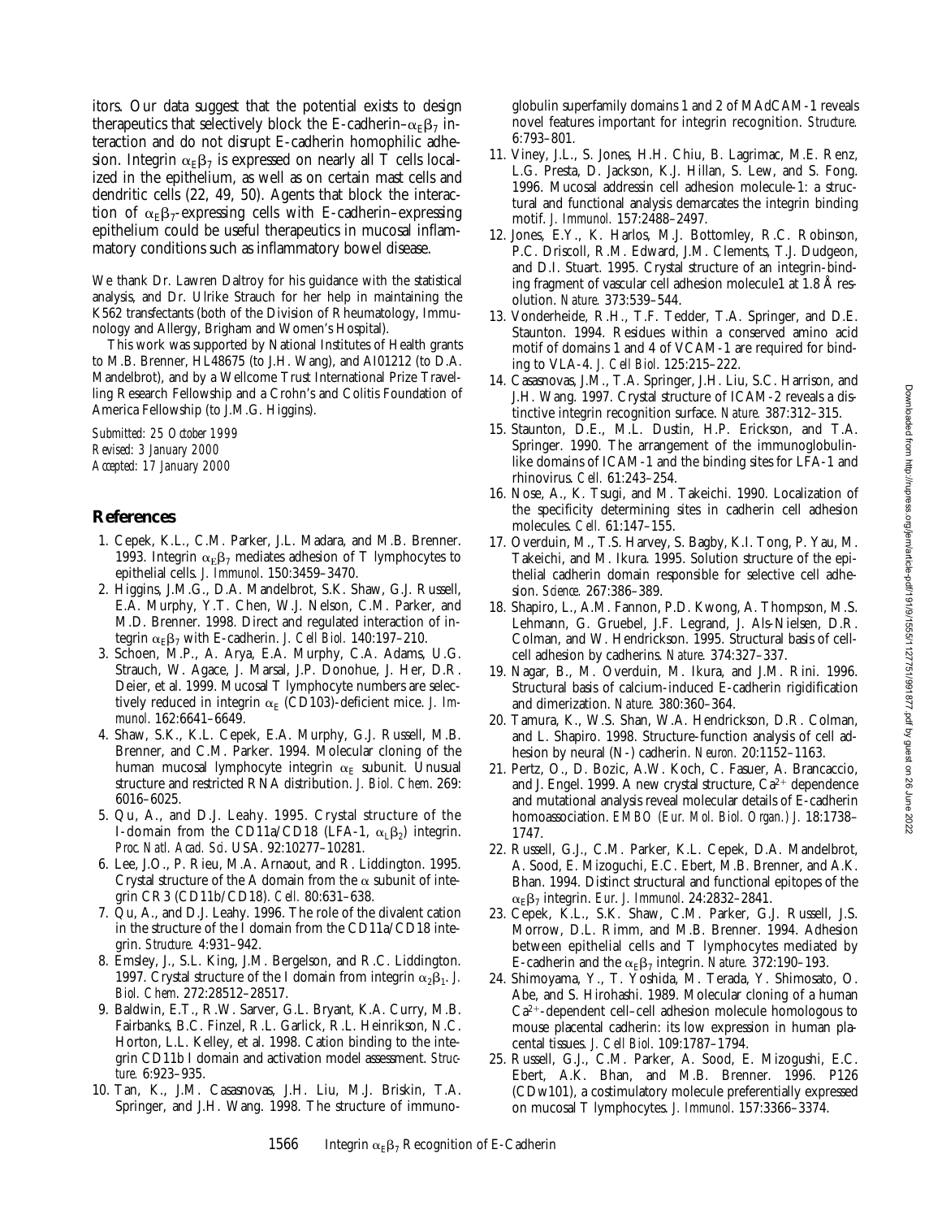itors. Our data suggest that the potential exists to design therapeutics that selectively block the E-cadherin–$\alpha_E\beta_7$ interaction and do not disrupt E-cadherin homophilic adhesion. Integrin $\alpha_E\beta_7$ is expressed on nearly all T cells localized in the epithelium, as well as on certain mast cells and dendritic cells (22, 49, 50). Agents that block the interaction of $\alpha_E\beta_7$-expressing cells with E-cadherin–expressing epithelium could be useful therapeutics in mucosal inflammatory conditions such as inflammatory bowel disease.

We thank Dr. Lawren Daltroy for his guidance with the statistical analysis, and Dr. Ulrike Strauch for her help in maintaining the K562 transfectants (both of the Division of Rheumatology, Immunology and Allergy, Brigham and Women's Hospital).

This work was supported by National Institutes of Health grants to M.B. Brenner, HL48675 (to J.H. Wang), and AI01212 (to D.A. Mandelbrot), and by a Wellcome Trust International Prize Travelling Research Fellowship and a Crohn's and Colitis Foundation of America Fellowship (to J.M.G. Higgins).

*Submitted: 25 October 1999*
*Revised: 3 January 2000*
*Accepted: 17 January 2000*

## References

1. Cepek, K.L., C.M. Parker, J.L. Madara, and M.B. Brenner. 1993. Integrin $\alpha_E\beta_7$ mediates adhesion of T lymphocytes to epithelial cells. *J. Immunol.* 150:3459–3470.
2. Higgins, J.M.G., D.A. Mandelbrot, S.K. Shaw, G.J. Russell, E.A. Murphy, Y.T. Chen, W.J. Nelson, C.M. Parker, and M.D. Brenner. 1998. Direct and regulated interaction of integrin $\alpha_E\beta_7$ with E-cadherin. *J. Cell Biol.* 140:197–210.
3. Schoen, M.P., A. Arya, E.A. Murphy, C.A. Adams, U.G. Strauch, W. Agace, J. Marsal, J.P. Donohue, J. Her, D.R. Deier, et al. 1999. Mucosal T lymphocyte numbers are selectively reduced in integrin $\alpha_E$ (CD103)-deficient mice. *J. Immunol.* 162:6641–6649.
4. Shaw, S.K., K.L. Cepek, E.A. Murphy, G.J. Russell, M.B. Brenner, and C.M. Parker. 1994. Molecular cloning of the human mucosal lymphocyte integrin $\alpha_E$ subunit. Unusual structure and restricted RNA distribution. *J. Biol. Chem.* 269:6016–6025.
5. Qu, A., and D.J. Leahy. 1995. Crystal structure of the I-domain from the CD11a/CD18 (LFA-1, $\alpha_L\beta_2$) integrin. *Proc. Natl. Acad. Sci. USA.* 92:10277–10281.
6. Lee, J.O., P. Rieu, M.A. Arnaout, and R. Liddington. 1995. Crystal structure of the A domain from the $\alpha$ subunit of integrin CR3 (CD11b/CD18). *Cell.* 80:631–638.
7. Qu, A., and D.J. Leahy. 1996. The role of the divalent cation in the structure of the I domain from the CD11a/CD18 integrin. *Structure.* 4:931–942.
8. Emsley, J., S.L. King, J.M. Bergelson, and R.C. Liddington. 1997. Crystal structure of the I domain from integrin $\alpha_2\beta_1$. *J. Biol. Chem.* 272:28512–28517.
9. Baldwin, E.T., R.W. Sarver, G.L. Bryant, K.A. Curry, M.B. Fairbanks, B.C. Finzel, R.L. Garlick, R.L. Heinrikson, N.C. Horton, L.L. Kelley, et al. 1998. Cation binding to the integrin CD11b I domain and activation model assessment. *Structure.* 6:923–935.
10. Tan, K., J.M. Casasnovas, J.H. Liu, M.J. Briskin, T.A. Springer, and J.H. Wang. 1998. The structure of immunoglobulin superfamily domains 1 and 2 of MAdCAM-1 reveals novel features important for integrin recognition. *Structure.* 6:793–801.
11. Viney, J.L., S. Jones, H.H. Chiu, B. Lagrimac, M.E. Renz, L.G. Presta, D. Jackson, K.J. Hillan, S. Lew, and S. Fong. 1996. Mucosal addressin cell adhesion molecule-1: a structural and functional analysis demarcates the integrin binding motif. *J. Immunol.* 157:2488–2497.
12. Jones, E.Y., K. Harlos, M.J. Bottomley, R.C. Robinson, P.C. Driscoll, R.M. Edward, J.M. Clements, T.J. Dudgeon, and D.I. Stuart. 1995. Crystal structure of an integrin-binding fragment of vascular cell adhesion molecule1 at 1.8 Å resolution. *Nature.* 373:539–544.
13. Vonderheide, R.H., T.F. Tedder, T.A. Springer, and D.E. Staunton. 1994. Residues within a conserved amino acid motif of domains 1 and 4 of VCAM-1 are required for binding to VLA-4. *J. Cell Biol.* 125:215–222.
14. Casasnovas, J.M., T.A. Springer, J.H. Liu, S.C. Harrison, and J.H. Wang. 1997. Crystal structure of ICAM-2 reveals a distinctive integrin recognition surface. *Nature.* 387:312–315.
15. Staunton, D.E., M.L. Dustin, H.P. Erickson, and T.A. Springer. 1990. The arrangement of the immunoglobulin-like domains of ICAM-1 and the binding sites for LFA-1 and rhinovirus. *Cell.* 61:243–254.
16. Nose, A., K. Tsugi, and M. Takeichi. 1990. Localization of the specificity determining sites in cadherin cell adhesion molecules. *Cell.* 61:147–155.
17. Overduin, M., T.S. Harvey, S. Bagby, K.I. Tong, P. Yau, M. Takeichi, and M. Ikura. 1995. Solution structure of the epithelial cadherin domain responsible for selective cell adhesion. *Science.* 267:386–389.
18. Shapiro, L., A.M. Fannon, P.D. Kwong, A. Thompson, M.S. Lehmann, G. Gruebel, J.F. Legrand, J. Als-Nielsen, D.R. Colman, and W. Hendrickson. 1995. Structural basis of cell-cell adhesion by cadherins. *Nature.* 374:327–337.
19. Nagar, B., M. Overduin, M. Ikura, and J.M. Rini. 1996. Structural basis of calcium-induced E-cadherin rigidification and dimerization. *Nature.* 380:360–364.
20. Tamura, K., W.S. Shan, W.A. Hendrickson, D.R. Colman, and L. Shapiro. 1998. Structure-function analysis of cell adhesion by neural (N-) cadherin. *Neuron.* 20:1152–1163.
21. Pertz, O., D. Bozic, A.W. Koch, C. Fasuer, A. Brancaccio, and J. Engel. 1999. A new crystal structure, $Ca^{2+}$ dependence and mutational analysis reveal molecular details of E-cadherin homoassociation. *EMBO (Eur. Mol. Biol. Organ.) J.* 18:1738–1747.
22. Russell, G.J., C.M. Parker, K.L. Cepek, D.A. Mandelbrot, A. Sood, E. Mizoguchi, E.C. Ebert, M.B. Brenner, and A.K. Bhan. 1994. Distinct structural and functional epitopes of the $\alpha_E\beta_7$ integrin. *Eur. J. Immunol.* 24:2832–2841.
23. Cepek, K.L., S.K. Shaw, C.M. Parker, G.J. Russell, J.S. Morrow, D.L. Rimm, and M.B. Brenner. 1994. Adhesion between epithelial cells and T lymphocytes mediated by E-cadherin and the $\alpha_E\beta_7$ integrin. *Nature.* 372:190–193.
24. Shimoyama, Y., T. Yoshida, M. Terada, Y. Shimosato, O. Abe, and S. Hirohashi. 1989. Molecular cloning of a human $Ca^{2+}$-dependent cell–cell adhesion molecule homologous to mouse placental cadherin: its low expression in human placental tissues. *J. Cell Biol.* 109:1787–1794.
25. Russell, G.J., C.M. Parker, A. Sood, E. Mizogushi, E.C. Ebert, A.K. Bhan, and M.B. Brenner. 1996. P126 (CDw101), a costimulatory molecule preferentially expressed on mucosal T lymphocytes. *J. Immunol.* 157:3366–3374.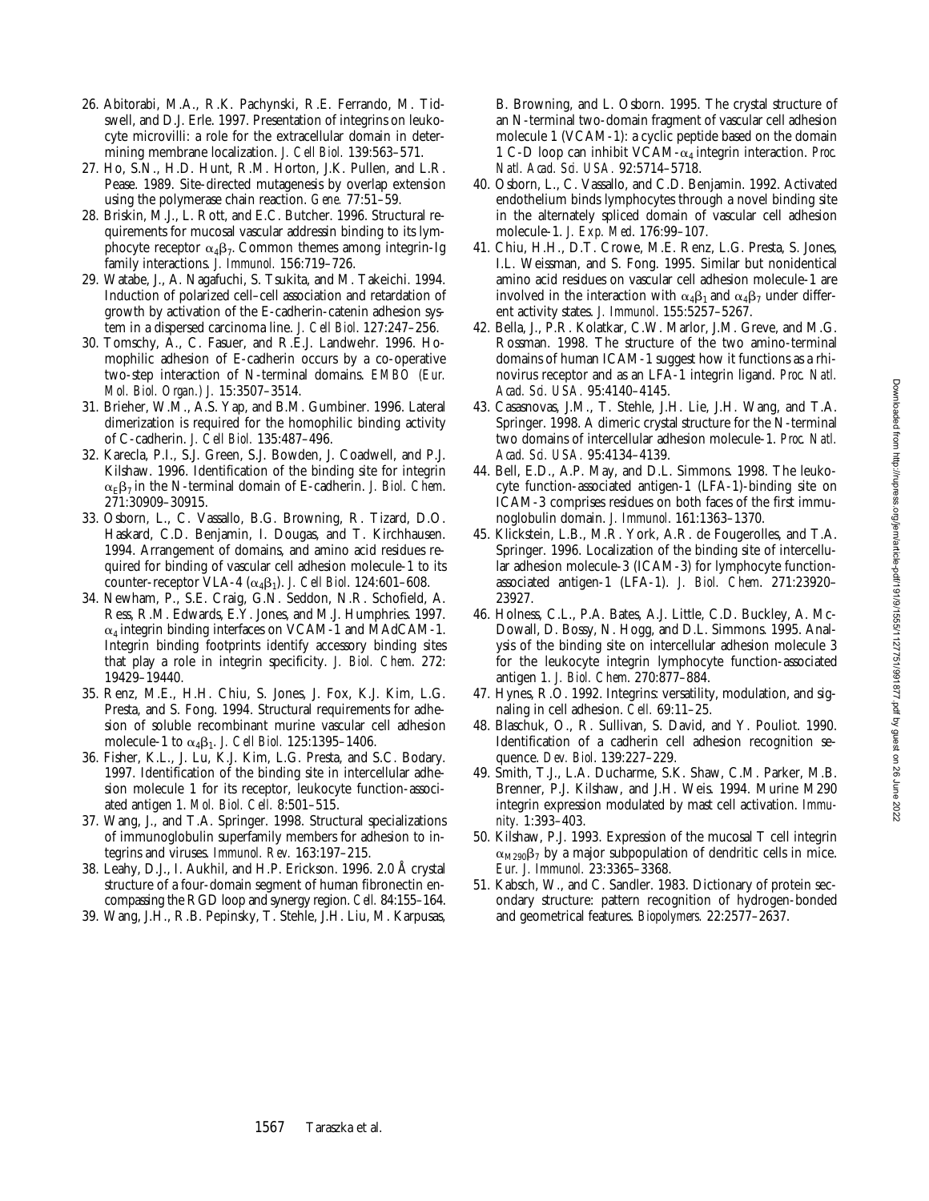26. Abitorabi, M.A., R.K. Pachynski, R.E. Ferrando, M. Tidswell, and D.J. Erle. 1997. Presentation of integrins on leukocyte microvilli: a role for the extracellular domain in determining membrane localization. *J. Cell Biol.* 139:563–571.
27. Ho, S.N., H.D. Hunt, R.M. Horton, J.K. Pullen, and L.R. Pease. 1989. Site-directed mutagenesis by overlap extension using the polymerase chain reaction. *Gene.* 77:51–59.
28. Briskin, M.J., L. Rott, and E.C. Butcher. 1996. Structural requirements for mucosal vascular addressin binding to its lymphocyte receptor $\alpha_4\beta_7$. Common themes among integrin-Ig family interactions. *J. Immunol.* 156:719–726.
29. Watabe, J., A. Nagafuchi, S. Tsukita, and M. Takeichi. 1994. Induction of polarized cell–cell association and retardation of growth by activation of the E-cadherin-catenin adhesion system in a dispersed carcinoma line. *J. Cell Biol.* 127:247–256.
30. Tomschy, A., C. Fasuer, and R.E.J. Landwehr. 1996. Homophilic adhesion of E-cadherin occurs by a co-operative two-step interaction of N-terminal domains. *EMBO (Eur. Mol. Biol. Organ.) J.* 15:3507–3514.
31. Brieher, W.M., A.S. Yap, and B.M. Gumbiner. 1996. Lateral dimerization is required for the homophilic binding activity of C-cadherin. *J. Cell Biol.* 135:487–496.
32. Karecla, P.I., S.J. Green, S.J. Bowden, J. Coadwell, and P.J. Kilshaw. 1996. Identification of the binding site for integrin $\alpha_E\beta_7$ in the N-terminal domain of E-cadherin. *J. Biol. Chem.* 271:30909–30915.
33. Osborn, L., C. Vassallo, B.G. Browning, R. Tizard, D.O. Haskard, C.D. Benjamin, I. Dougas, and T. Kirchhausen. 1994. Arrangement of domains, and amino acid residues required for binding of vascular cell adhesion molecule-1 to its counter-receptor VLA-4 ($\alpha_4\beta_1$). *J. Cell Biol.* 124:601–608.
34. Newham, P., S.E. Craig, G.N. Seddon, N.R. Schofield, A. Ress, R.M. Edwards, E.Y. Jones, and M.J. Humphries. 1997. $\alpha_4$ integrin binding interfaces on VCAM-1 and MAdCAM-1. Integrin binding footprints identify accessory binding sites that play a role in integrin specificity. *J. Biol. Chem.* 272: 19429–19440.
35. Renz, M.E., H.H. Chiu, S. Jones, J. Fox, K.J. Kim, L.G. Presta, and S. Fong. 1994. Structural requirements for adhesion of soluble recombinant murine vascular cell adhesion molecule-1 to $\alpha_4\beta_1$. *J. Cell Biol.* 125:1395–1406.
36. Fisher, K.L., J. Lu, K.J. Kim, L.G. Presta, and S.C. Bodary. 1997. Identification of the binding site in intercellular adhesion molecule 1 for its receptor, leukocyte function-associated antigen 1. *Mol. Biol. Cell.* 8:501–515.
37. Wang, J., and T.A. Springer. 1998. Structural specializations of immunoglobulin superfamily members for adhesion to integrins and viruses. *Immunol. Rev.* 163:197–215.
38. Leahy, D.J., I. Aukhil, and H.P. Erickson. 1996. 2.0 Å crystal structure of a four-domain segment of human fibronectin encompassing the RGD loop and synergy region. *Cell.* 84:155–164.
39. Wang, J.H., R.B. Pepinsky, T. Stehle, J.H. Liu, M. Karpusas, B. Browning, and L. Osborn. 1995. The crystal structure of an N-terminal two-domain fragment of vascular cell adhesion molecule 1 (VCAM-1): a cyclic peptide based on the domain 1 C-D loop can inhibit VCAM-$\alpha_4$ integrin interaction. *Proc. Natl. Acad. Sci. USA.* 92:5714–5718.
40. Osborn, L., C. Vassallo, and C.D. Benjamin. 1992. Activated endothelium binds lymphocytes through a novel binding site in the alternately spliced domain of vascular cell adhesion molecule-1. *J. Exp. Med.* 176:99–107.
41. Chiu, H.H., D.T. Crowe, M.E. Renz, L.G. Presta, S. Jones, I.L. Weissman, and S. Fong. 1995. Similar but nonidentical amino acid residues on vascular cell adhesion molecule-1 are involved in the interaction with $\alpha_4\beta_1$ and $\alpha_4\beta_7$ under different activity states. *J. Immunol.* 155:5257–5267.
42. Bella, J., P.R. Kolatkar, C.W. Marlor, J.M. Greve, and M.G. Rossman. 1998. The structure of the two amino-terminal domains of human ICAM-1 suggest how it functions as a rhinovirus receptor and as an LFA-1 integrin ligand. *Proc. Natl. Acad. Sci. USA.* 95:4140–4145.
43. Casasnovas, J.M., T. Stehle, J.H. Lie, J.H. Wang, and T.A. Springer. 1998. A dimeric crystal structure for the N-terminal two domains of intercellular adhesion molecule-1. *Proc. Natl. Acad. Sci. USA.* 95:4134–4139.
44. Bell, E.D., A.P. May, and D.L. Simmons. 1998. The leukocyte function-associated antigen-1 (LFA-1)-binding site on ICAM-3 comprises residues on both faces of the first immunoglobulin domain. *J. Immunol.* 161:1363–1370.
45. Klickstein, L.B., M.R. York, A.R. de Fougerolles, and T.A. Springer. 1996. Localization of the binding site of intercellular adhesion molecule-3 (ICAM-3) for lymphocyte function-associated antigen-1 (LFA-1). *J. Biol. Chem.* 271:23920–23927.
46. Holness, C.L., P.A. Bates, A.J. Little, C.D. Buckley, A. McDowall, D. Bossy, N. Hogg, and D.L. Simmons. 1995. Analysis of the binding site on intercellular adhesion molecule 3 for the leukocyte integrin lymphocyte function-associated antigen 1. *J. Biol. Chem.* 270:877–884.
47. Hynes, R.O. 1992. Integrins: versatility, modulation, and signaling in cell adhesion. *Cell.* 69:11–25.
48. Blaschuk, O., R. Sullivan, S. David, and Y. Pouliot. 1990. Identification of a cadherin cell adhesion recognition sequence. *Dev. Biol.* 139:227–229.
49. Smith, T.J., L.A. Ducharme, S.K. Shaw, C.M. Parker, M.B. Brenner, P.J. Kilshaw, and J.H. Weis. 1994. Murine M290 integrin expression modulated by mast cell activation. *Immunity.* 1:393–403.
50. Kilshaw, P.J. 1993. Expression of the mucosal T cell integrin $\alpha_{M290}\beta_7$ by a major subpopulation of dendritic cells in mice. *Eur. J. Immunol.* 23:3365–3368.
51. Kabsch, W., and C. Sandler. 1983. Dictionary of protein secondary structure: pattern recognition of hydrogen-bonded and geometrical features. *Biopolymers.* 22:2577–2637.